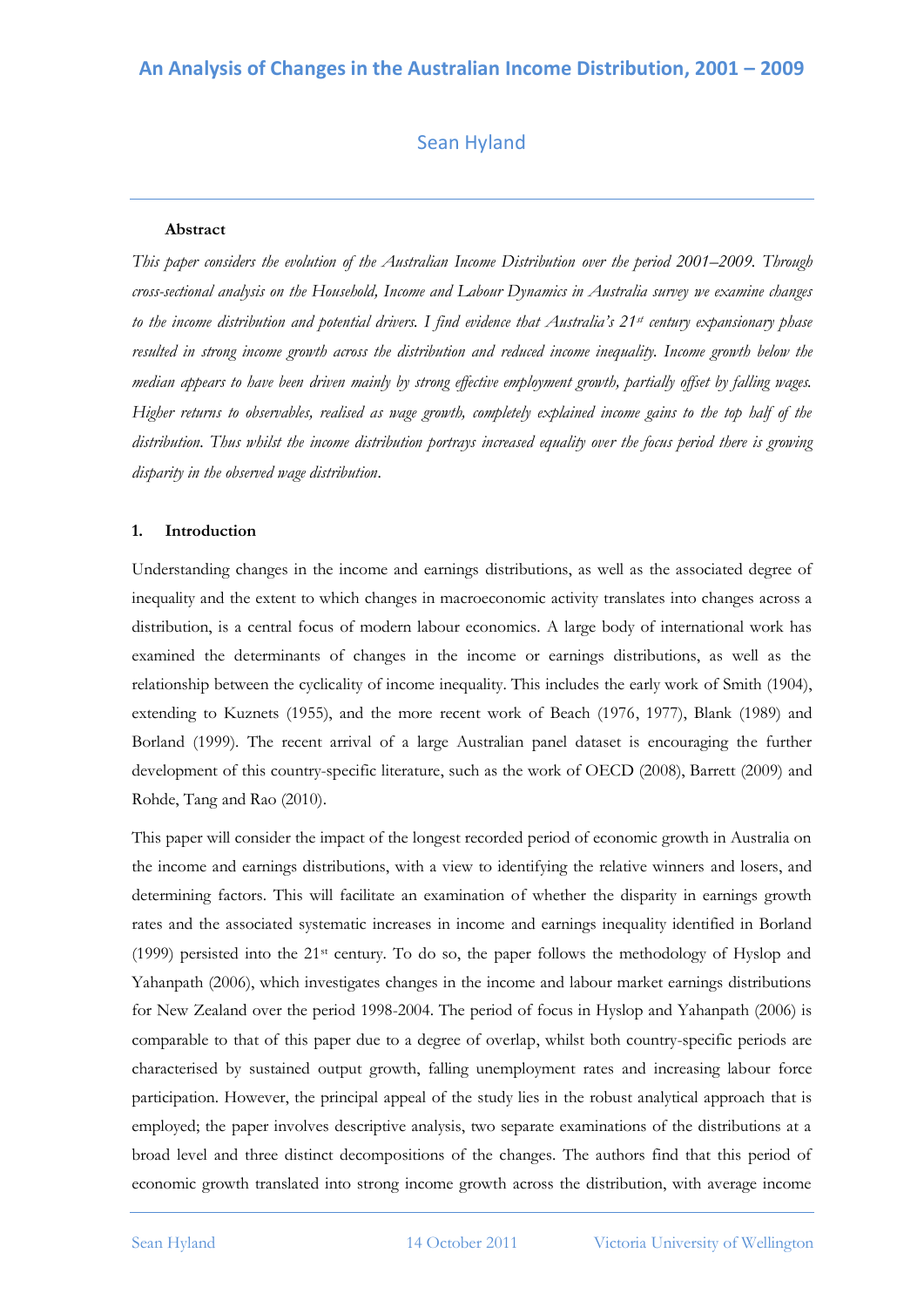# An Analysis of Changes in the Australian Income Distribution, 2001 – 2009

Sean Hyland

---

**Abstract**

*This paper considers the evolution of the Australian Income Distribution over the period 2001–2009. Through cross-sectional analysis on the Household, Income and Labour Dynamics in Australia survey we examine changes to the income distribution and potential drivers. I find evidence that Australia's 21st century expansionary phase resulted in strong income growth across the distribution and reduced income inequality. Income growth below the median appears to have been driven mainly by strong effective employment growth, partially offset by falling wages. Higher returns to observables, realised as wage growth, completely explained income gains to the top half of the distribution. Thus whilst the income distribution portrays increased equality over the focus period there is growing disparity in the observed wage distribution.*

## 1. Introduction

Understanding changes in the income and earnings distributions, as well as the associated degree of inequality and the extent to which changes in macroeconomic activity translates into changes across a distribution, is a central focus of modern labour economics. A large body of international work has examined the determinants of changes in the income or earnings distributions, as well as the relationship between the cyclicality of income inequality. This includes the early work of Smith (1904), extending to Kuznets (1955), and the more recent work of Beach (1976, 1977), Blank (1989) and Borland (1999). The recent arrival of a large Australian panel dataset is encouraging the further development of this country-specific literature, such as the work of OECD (2008), Barrett (2009) and Rohde, Tang and Rao (2010).

This paper will consider the impact of the longest recorded period of economic growth in Australia on the income and earnings distributions, with a view to identifying the relative winners and losers, and determining factors. This will facilitate an examination of whether the disparity in earnings growth rates and the associated systematic increases in income and earnings inequality identified in Borland (1999) persisted into the 21st century. To do so, the paper follows the methodology of Hyslop and Yahanpath (2006), which investigates changes in the income and labour market earnings distributions for New Zealand over the period 1998-2004. The period of focus in Hyslop and Yahanpath (2006) is comparable to that of this paper due to a degree of overlap, whilst both country-specific periods are characterised by sustained output growth, falling unemployment rates and increasing labour force participation. However, the principal appeal of the study lies in the robust analytical approach that is employed; the paper involves descriptive analysis, two separate examinations of the distributions at a broad level and three distinct decompositions of the changes. The authors find that this period of economic growth translated into strong income growth across the distribution, with average income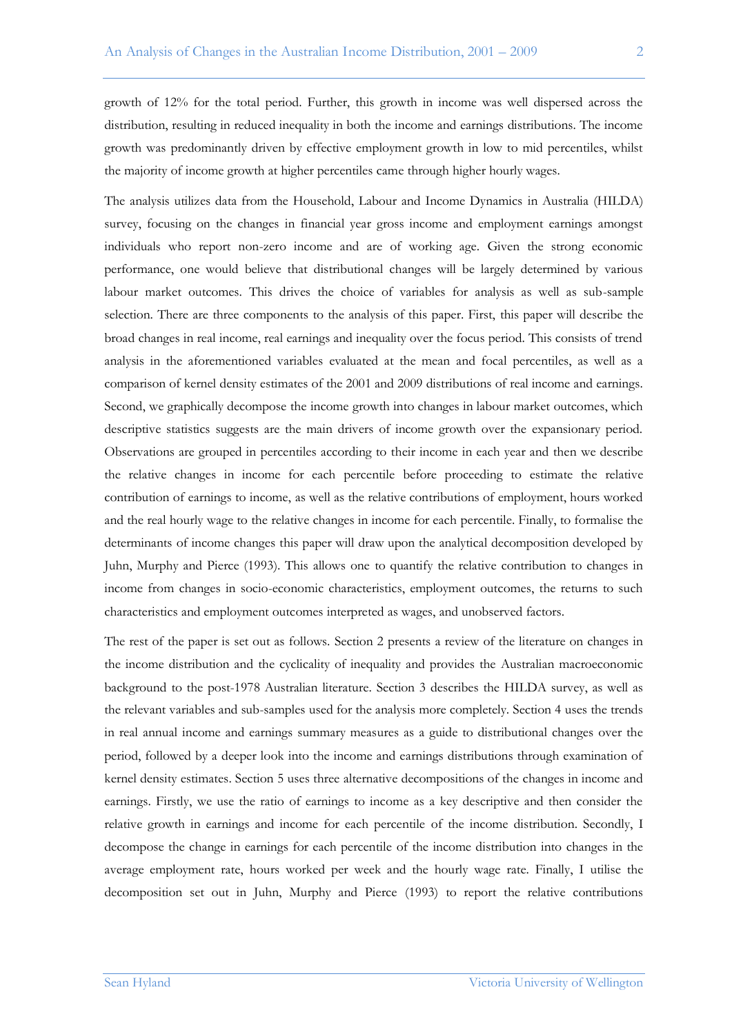growth of 12% for the total period. Further, this growth in income was well dispersed across the distribution, resulting in reduced inequality in both the income and earnings distributions. The income growth was predominantly driven by effective employment growth in low to mid percentiles, whilst the majority of income growth at higher percentiles came through higher hourly wages.

The analysis utilizes data from the Household, Labour and Income Dynamics in Australia (HILDA) survey, focusing on the changes in financial year gross income and employment earnings amongst individuals who report non-zero income and are of working age. Given the strong economic performance, one would believe that distributional changes will be largely determined by various labour market outcomes. This drives the choice of variables for analysis as well as sub-sample selection. There are three components to the analysis of this paper. First, this paper will describe the broad changes in real income, real earnings and inequality over the focus period. This consists of trend analysis in the aforementioned variables evaluated at the mean and focal percentiles, as well as a comparison of kernel density estimates of the 2001 and 2009 distributions of real income and earnings. Second, we graphically decompose the income growth into changes in labour market outcomes, which descriptive statistics suggests are the main drivers of income growth over the expansionary period. Observations are grouped in percentiles according to their income in each year and then we describe the relative changes in income for each percentile before proceeding to estimate the relative contribution of earnings to income, as well as the relative contributions of employment, hours worked and the real hourly wage to the relative changes in income for each percentile. Finally, to formalise the determinants of income changes this paper will draw upon the analytical decomposition developed by Juhn, Murphy and Pierce (1993). This allows one to quantify the relative contribution to changes in income from changes in socio-economic characteristics, employment outcomes, the returns to such characteristics and employment outcomes interpreted as wages, and unobserved factors.

The rest of the paper is set out as follows. Section 2 presents a review of the literature on changes in the income distribution and the cyclicality of inequality and provides the Australian macroeconomic background to the post-1978 Australian literature. Section 3 describes the HILDA survey, as well as the relevant variables and sub-samples used for the analysis more completely. Section 4 uses the trends in real annual income and earnings summary measures as a guide to distributional changes over the period, followed by a deeper look into the income and earnings distributions through examination of kernel density estimates. Section 5 uses three alternative decompositions of the changes in income and earnings. Firstly, we use the ratio of earnings to income as a key descriptive and then consider the relative growth in earnings and income for each percentile of the income distribution. Secondly, I decompose the change in earnings for each percentile of the income distribution into changes in the average employment rate, hours worked per week and the hourly wage rate. Finally, I utilise the decomposition set out in Juhn, Murphy and Pierce (1993) to report the relative contributions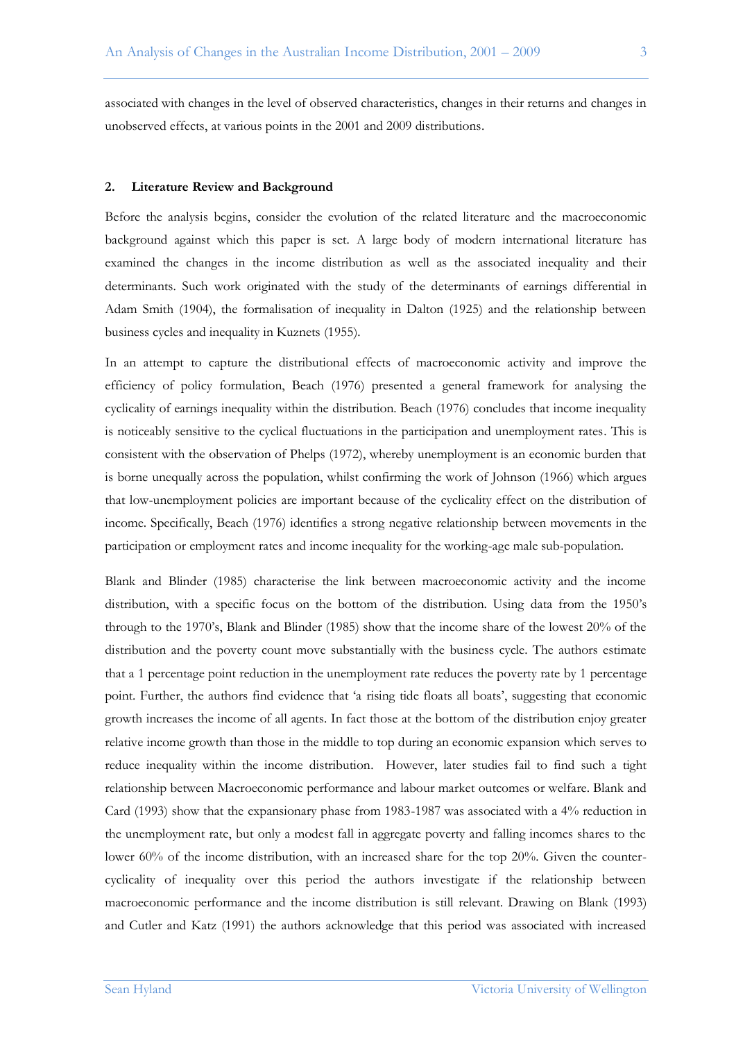associated with changes in the level of observed characteristics, changes in their returns and changes in unobserved effects, at various points in the 2001 and 2009 distributions.

## 2. Literature Review and Background

Before the analysis begins, consider the evolution of the related literature and the macroeconomic background against which this paper is set. A large body of modern international literature has examined the changes in the income distribution as well as the associated inequality and their determinants. Such work originated with the study of the determinants of earnings differential in Adam Smith (1904), the formalisation of inequality in Dalton (1925) and the relationship between business cycles and inequality in Kuznets (1955).

In an attempt to capture the distributional effects of macroeconomic activity and improve the efficiency of policy formulation, Beach (1976) presented a general framework for analysing the cyclicality of earnings inequality within the distribution. Beach (1976) concludes that income inequality is noticeably sensitive to the cyclical fluctuations in the participation and unemployment rates. This is consistent with the observation of Phelps (1972), whereby unemployment is an economic burden that is borne unequally across the population, whilst confirming the work of Johnson (1966) which argues that low-unemployment policies are important because of the cyclicality effect on the distribution of income. Specifically, Beach (1976) identifies a strong negative relationship between movements in the participation or employment rates and income inequality for the working-age male sub-population.

Blank and Blinder (1985) characterise the link between macroeconomic activity and the income distribution, with a specific focus on the bottom of the distribution. Using data from the 1950's through to the 1970's, Blank and Blinder (1985) show that the income share of the lowest 20% of the distribution and the poverty count move substantially with the business cycle. The authors estimate that a 1 percentage point reduction in the unemployment rate reduces the poverty rate by 1 percentage point. Further, the authors find evidence that 'a rising tide floats all boats', suggesting that economic growth increases the income of all agents. In fact those at the bottom of the distribution enjoy greater relative income growth than those in the middle to top during an economic expansion which serves to reduce inequality within the income distribution. However, later studies fail to find such a tight relationship between Macroeconomic performance and labour market outcomes or welfare. Blank and Card (1993) show that the expansionary phase from 1983-1987 was associated with a 4% reduction in the unemployment rate, but only a modest fall in aggregate poverty and falling incomes shares to the lower 60% of the income distribution, with an increased share for the top 20%. Given the counter-cyclicality of inequality over this period the authors investigate if the relationship between macroeconomic performance and the income distribution is still relevant. Drawing on Blank (1993) and Cutler and Katz (1991) the authors acknowledge that this period was associated with increased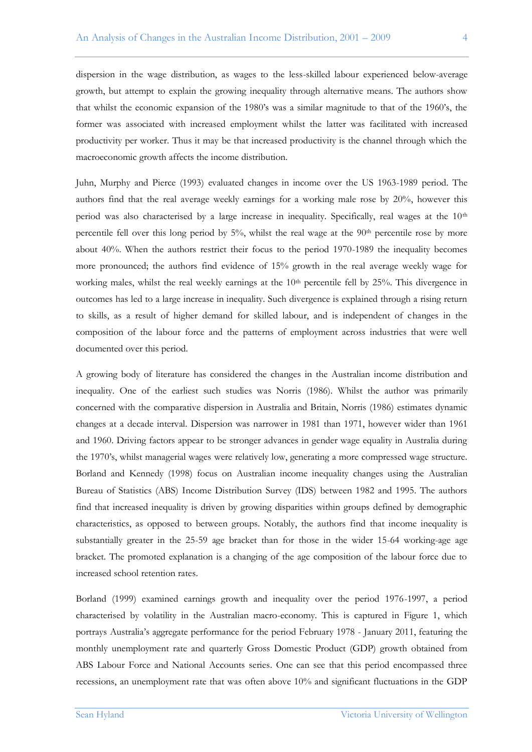dispersion in the wage distribution, as wages to the less-skilled labour experienced below-average growth, but attempt to explain the growing inequality through alternative means. The authors show that whilst the economic expansion of the 1980's was a similar magnitude to that of the 1960's, the former was associated with increased employment whilst the latter was facilitated with increased productivity per worker. Thus it may be that increased productivity is the channel through which the macroeconomic growth affects the income distribution.

Juhn, Murphy and Pierce (1993) evaluated changes in income over the US 1963-1989 period. The authors find that the real average weekly earnings for a working male rose by 20%, however this period was also characterised by a large increase in inequality. Specifically, real wages at the 10th percentile fell over this long period by 5%, whilst the real wage at the 90th percentile rose by more about 40%. When the authors restrict their focus to the period 1970-1989 the inequality becomes more pronounced; the authors find evidence of 15% growth in the real average weekly wage for working males, whilst the real weekly earnings at the 10th percentile fell by 25%. This divergence in outcomes has led to a large increase in inequality. Such divergence is explained through a rising return to skills, as a result of higher demand for skilled labour, and is independent of changes in the composition of the labour force and the patterns of employment across industries that were well documented over this period.

A growing body of literature has considered the changes in the Australian income distribution and inequality. One of the earliest such studies was Norris (1986). Whilst the author was primarily concerned with the comparative dispersion in Australia and Britain, Norris (1986) estimates dynamic changes at a decade interval. Dispersion was narrower in 1981 than 1971, however wider than 1961 and 1960. Driving factors appear to be stronger advances in gender wage equality in Australia during the 1970's, whilst managerial wages were relatively low, generating a more compressed wage structure. Borland and Kennedy (1998) focus on Australian income inequality changes using the Australian Bureau of Statistics (ABS) Income Distribution Survey (IDS) between 1982 and 1995. The authors find that increased inequality is driven by growing disparities within groups defined by demographic characteristics, as opposed to between groups. Notably, the authors find that income inequality is substantially greater in the 25-59 age bracket than for those in the wider 15-64 working-age age bracket. The promoted explanation is a changing of the age composition of the labour force due to increased school retention rates.

Borland (1999) examined earnings growth and inequality over the period 1976-1997, a period characterised by volatility in the Australian macro-economy. This is captured in Figure 1, which portrays Australia's aggregate performance for the period February 1978 - January 2011, featuring the monthly unemployment rate and quarterly Gross Domestic Product (GDP) growth obtained from ABS Labour Force and National Accounts series. One can see that this period encompassed three recessions, an unemployment rate that was often above 10% and significant fluctuations in the GDP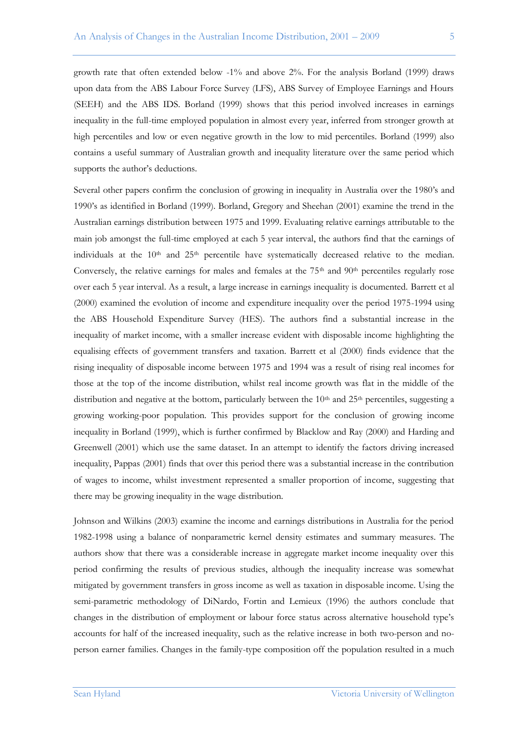growth rate that often extended below -1% and above 2%. For the analysis Borland (1999) draws upon data from the ABS Labour Force Survey (LFS), ABS Survey of Employee Earnings and Hours (SEEH) and the ABS IDS. Borland (1999) shows that this period involved increases in earnings inequality in the full-time employed population in almost every year, inferred from stronger growth at high percentiles and low or even negative growth in the low to mid percentiles. Borland (1999) also contains a useful summary of Australian growth and inequality literature over the same period which supports the author's deductions.

Several other papers confirm the conclusion of growing in inequality in Australia over the 1980's and 1990's as identified in Borland (1999). Borland, Gregory and Sheehan (2001) examine the trend in the Australian earnings distribution between 1975 and 1999. Evaluating relative earnings attributable to the main job amongst the full-time employed at each 5 year interval, the authors find that the earnings of individuals at the 10th and 25th percentile have systematically decreased relative to the median. Conversely, the relative earnings for males and females at the 75th and 90th percentiles regularly rose over each 5 year interval. As a result, a large increase in earnings inequality is documented. Barrett et al (2000) examined the evolution of income and expenditure inequality over the period 1975-1994 using the ABS Household Expenditure Survey (HES). The authors find a substantial increase in the inequality of market income, with a smaller increase evident with disposable income highlighting the equalising effects of government transfers and taxation. Barrett et al (2000) finds evidence that the rising inequality of disposable income between 1975 and 1994 was a result of rising real incomes for those at the top of the income distribution, whilst real income growth was flat in the middle of the distribution and negative at the bottom, particularly between the 10th and 25th percentiles, suggesting a growing working-poor population. This provides support for the conclusion of growing income inequality in Borland (1999), which is further confirmed by Blacklow and Ray (2000) and Harding and Greenwell (2001) which use the same dataset. In an attempt to identify the factors driving increased inequality, Pappas (2001) finds that over this period there was a substantial increase in the contribution of wages to income, whilst investment represented a smaller proportion of income, suggesting that there may be growing inequality in the wage distribution.

Johnson and Wilkins (2003) examine the income and earnings distributions in Australia for the period 1982-1998 using a balance of nonparametric kernel density estimates and summary measures. The authors show that there was a considerable increase in aggregate market income inequality over this period confirming the results of previous studies, although the inequality increase was somewhat mitigated by government transfers in gross income as well as taxation in disposable income. Using the semi-parametric methodology of DiNardo, Fortin and Lemieux (1996) the authors conclude that changes in the distribution of employment or labour force status across alternative household type's accounts for half of the increased inequality, such as the relative increase in both two-person and no-person earner families. Changes in the family-type composition off the population resulted in a much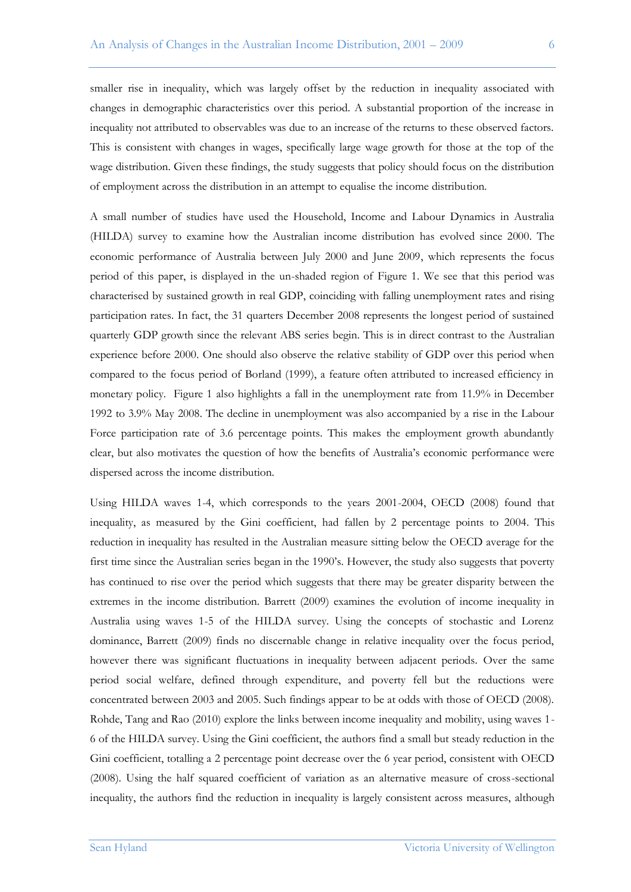smaller rise in inequality, which was largely offset by the reduction in inequality associated with changes in demographic characteristics over this period. A substantial proportion of the increase in inequality not attributed to observables was due to an increase of the returns to these observed factors. This is consistent with changes in wages, specifically large wage growth for those at the top of the wage distribution. Given these findings, the study suggests that policy should focus on the distribution of employment across the distribution in an attempt to equalise the income distribution.

A small number of studies have used the Household, Income and Labour Dynamics in Australia (HILDA) survey to examine how the Australian income distribution has evolved since 2000. The economic performance of Australia between July 2000 and June 2009, which represents the focus period of this paper, is displayed in the un-shaded region of Figure 1. We see that this period was characterised by sustained growth in real GDP, coinciding with falling unemployment rates and rising participation rates. In fact, the 31 quarters December 2008 represents the longest period of sustained quarterly GDP growth since the relevant ABS series begin. This is in direct contrast to the Australian experience before 2000. One should also observe the relative stability of GDP over this period when compared to the focus period of Borland (1999), a feature often attributed to increased efficiency in monetary policy. Figure 1 also highlights a fall in the unemployment rate from 11.9% in December 1992 to 3.9% May 2008. The decline in unemployment was also accompanied by a rise in the Labour Force participation rate of 3.6 percentage points. This makes the employment growth abundantly clear, but also motivates the question of how the benefits of Australia's economic performance were dispersed across the income distribution.

Using HILDA waves 1-4, which corresponds to the years 2001-2004, OECD (2008) found that inequality, as measured by the Gini coefficient, had fallen by 2 percentage points to 2004. This reduction in inequality has resulted in the Australian measure sitting below the OECD average for the first time since the Australian series began in the 1990's. However, the study also suggests that poverty has continued to rise over the period which suggests that there may be greater disparity between the extremes in the income distribution. Barrett (2009) examines the evolution of income inequality in Australia using waves 1-5 of the HILDA survey. Using the concepts of stochastic and Lorenz dominance, Barrett (2009) finds no discernable change in relative inequality over the focus period, however there was significant fluctuations in inequality between adjacent periods. Over the same period social welfare, defined through expenditure, and poverty fell but the reductions were concentrated between 2003 and 2005. Such findings appear to be at odds with those of OECD (2008). Rohde, Tang and Rao (2010) explore the links between income inequality and mobility, using waves 1-6 of the HILDA survey. Using the Gini coefficient, the authors find a small but steady reduction in the Gini coefficient, totalling a 2 percentage point decrease over the 6 year period, consistent with OECD (2008). Using the half squared coefficient of variation as an alternative measure of cross-sectional inequality, the authors find the reduction in inequality is largely consistent across measures, although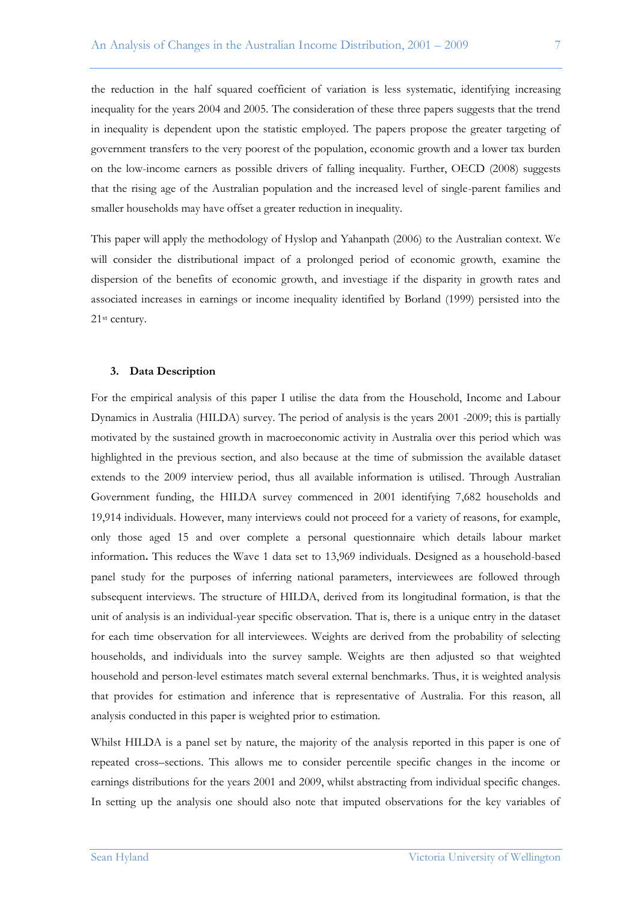the reduction in the half squared coefficient of variation is less systematic, identifying increasing inequality for the years 2004 and 2005. The consideration of these three papers suggests that the trend in inequality is dependent upon the statistic employed. The papers propose the greater targeting of government transfers to the very poorest of the population, economic growth and a lower tax burden on the low-income earners as possible drivers of falling inequality. Further, OECD (2008) suggests that the rising age of the Australian population and the increased level of single-parent families and smaller households may have offset a greater reduction in inequality.

This paper will apply the methodology of Hyslop and Yahanpath (2006) to the Australian context. We will consider the distributional impact of a prolonged period of economic growth, examine the dispersion of the benefits of economic growth, and investiage if the disparity in growth rates and associated increases in earnings or income inequality identified by Borland (1999) persisted into the 21st century.

## 3. Data Description

For the empirical analysis of this paper I utilise the data from the Household, Income and Labour Dynamics in Australia (HILDA) survey. The period of analysis is the years 2001 -2009; this is partially motivated by the sustained growth in macroeconomic activity in Australia over this period which was highlighted in the previous section, and also because at the time of submission the available dataset extends to the 2009 interview period, thus all available information is utilised. Through Australian Government funding, the HILDA survey commenced in 2001 identifying 7,682 households and 19,914 individuals. However, many interviews could not proceed for a variety of reasons, for example, only those aged 15 and over complete a personal questionnaire which details labour market information**.** This reduces the Wave 1 data set to 13,969 individuals. Designed as a household-based panel study for the purposes of inferring national parameters, interviewees are followed through subsequent interviews. The structure of HILDA, derived from its longitudinal formation, is that the unit of analysis is an individual-year specific observation. That is, there is a unique entry in the dataset for each time observation for all interviewees. Weights are derived from the probability of selecting households, and individuals into the survey sample. Weights are then adjusted so that weighted household and person-level estimates match several external benchmarks. Thus, it is weighted analysis that provides for estimation and inference that is representative of Australia. For this reason, all analysis conducted in this paper is weighted prior to estimation.

Whilst HILDA is a panel set by nature, the majority of the analysis reported in this paper is one of repeated cross–sections. This allows me to consider percentile specific changes in the income or earnings distributions for the years 2001 and 2009, whilst abstracting from individual specific changes. In setting up the analysis one should also note that imputed observations for the key variables of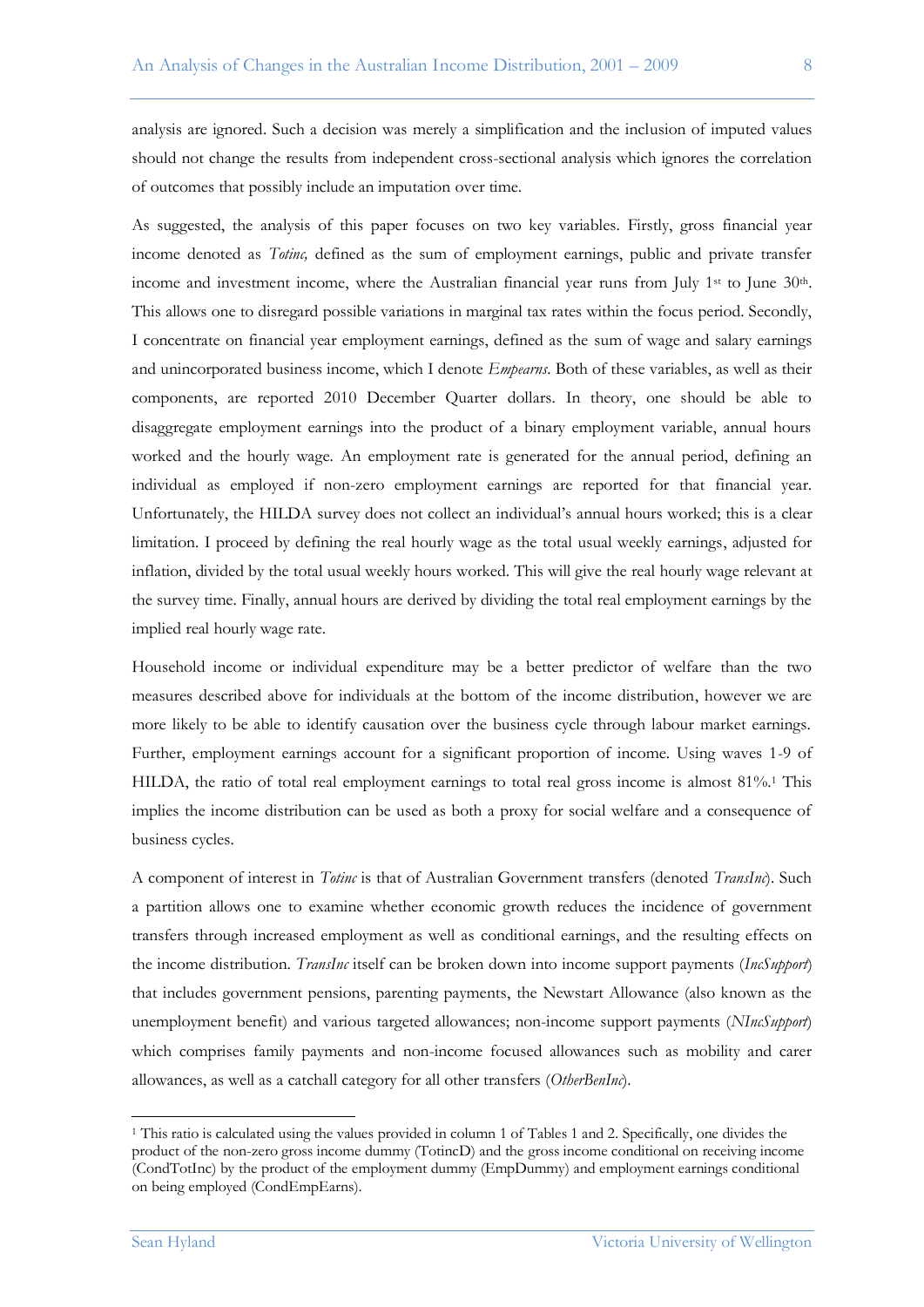analysis are ignored. Such a decision was merely a simplification and the inclusion of imputed values should not change the results from independent cross-sectional analysis which ignores the correlation of outcomes that possibly include an imputation over time.

As suggested, the analysis of this paper focuses on two key variables. Firstly, gross financial year income denoted as *Totinc,* defined as the sum of employment earnings, public and private transfer income and investment income, where the Australian financial year runs from July 1st to June 30th. This allows one to disregard possible variations in marginal tax rates within the focus period. Secondly, I concentrate on financial year employment earnings, defined as the sum of wage and salary earnings and unincorporated business income, which I denote *Empearns*. Both of these variables, as well as their components, are reported 2010 December Quarter dollars. In theory, one should be able to disaggregate employment earnings into the product of a binary employment variable, annual hours worked and the hourly wage. An employment rate is generated for the annual period, defining an individual as employed if non-zero employment earnings are reported for that financial year. Unfortunately, the HILDA survey does not collect an individual's annual hours worked; this is a clear limitation. I proceed by defining the real hourly wage as the total usual weekly earnings, adjusted for inflation, divided by the total usual weekly hours worked. This will give the real hourly wage relevant at the survey time. Finally, annual hours are derived by dividing the total real employment earnings by the implied real hourly wage rate.

Household income or individual expenditure may be a better predictor of welfare than the two measures described above for individuals at the bottom of the income distribution, however we are more likely to be able to identify causation over the business cycle through labour market earnings. Further, employment earnings account for a significant proportion of income. Using waves 1-9 of HILDA, the ratio of total real employment earnings to total real gross income is almost 81%.[1] This implies the income distribution can be used as both a proxy for social welfare and a consequence of business cycles.

A component of interest in *Totinc* is that of Australian Government transfers (denoted *TransInc*). Such a partition allows one to examine whether economic growth reduces the incidence of government transfers through increased employment as well as conditional earnings, and the resulting effects on the income distribution. *TransInc* itself can be broken down into income support payments (*IncSupport*) that includes government pensions, parenting payments, the Newstart Allowance (also known as the unemployment benefit) and various targeted allowances; non-income support payments (*NIncSupport*) which comprises family payments and non-income focused allowances such as mobility and carer allowances, as well as a catchall category for all other transfers (*OtherBenInc*).

[1] This ratio is calculated using the values provided in column 1 of Tables 1 and 2. Specifically, one divides the product of the non-zero gross income dummy (TotincD) and the gross income conditional on receiving income (CondTotInc) by the product of the employment dummy (EmpDummy) and employment earnings conditional on being employed (CondEmpEarns).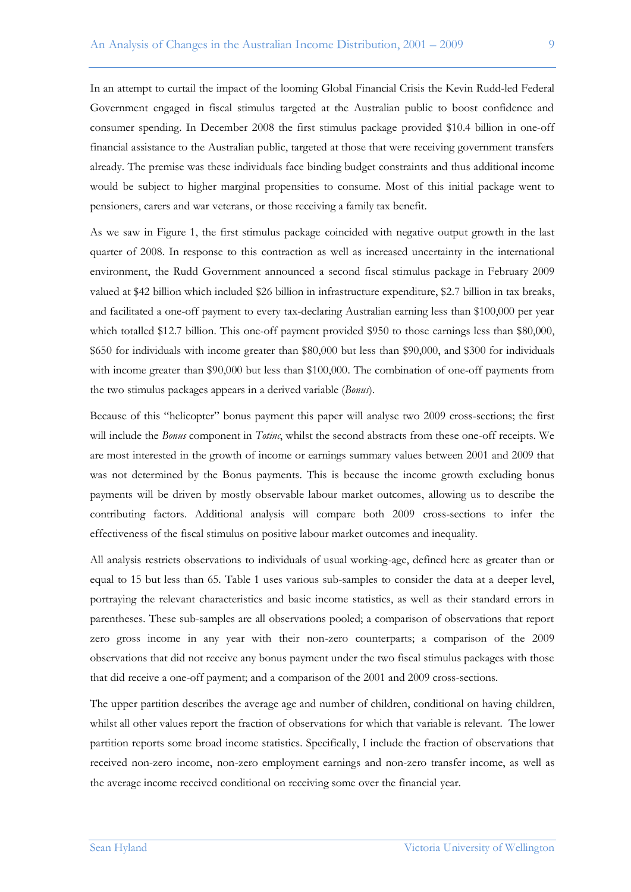In an attempt to curtail the impact of the looming Global Financial Crisis the Kevin Rudd-led Federal Government engaged in fiscal stimulus targeted at the Australian public to boost confidence and consumer spending. In December 2008 the first stimulus package provided $10.4 billion in one-off financial assistance to the Australian public, targeted at those that were receiving government transfers already. The premise was these individuals face binding budget constraints and thus additional income would be subject to higher marginal propensities to consume. Most of this initial package went to pensioners, carers and war veterans, or those receiving a family tax benefit.

As we saw in Figure 1, the first stimulus package coincided with negative output growth in the last quarter of 2008. In response to this contraction as well as increased uncertainty in the international environment, the Rudd Government announced a second fiscal stimulus package in February 2009 valued at $42 billion which included $26 billion in infrastructure expenditure, $2.7 billion in tax breaks, and facilitated a one-off payment to every tax-declaring Australian earning less than $100,000 per year which totalled $12.7 billion. This one-off payment provided $950 to those earnings less than $80,000, $650 for individuals with income greater than $80,000 but less than $90,000, and $300 for individuals with income greater than $90,000 but less than $100,000. The combination of one-off payments from the two stimulus packages appears in a derived variable (*Bonus*).

Because of this "helicopter" bonus payment this paper will analyse two 2009 cross-sections; the first will include the *Bonus* component in *Totinc*, whilst the second abstracts from these one-off receipts. We are most interested in the growth of income or earnings summary values between 2001 and 2009 that was not determined by the Bonus payments. This is because the income growth excluding bonus payments will be driven by mostly observable labour market outcomes, allowing us to describe the contributing factors. Additional analysis will compare both 2009 cross-sections to infer the effectiveness of the fiscal stimulus on positive labour market outcomes and inequality.

All analysis restricts observations to individuals of usual working-age, defined here as greater than or equal to 15 but less than 65. Table 1 uses various sub-samples to consider the data at a deeper level, portraying the relevant characteristics and basic income statistics, as well as their standard errors in parentheses. These sub-samples are all observations pooled; a comparison of observations that report zero gross income in any year with their non-zero counterparts; a comparison of the 2009 observations that did not receive any bonus payment under the two fiscal stimulus packages with those that did receive a one-off payment; and a comparison of the 2001 and 2009 cross-sections.

The upper partition describes the average age and number of children, conditional on having children, whilst all other values report the fraction of observations for which that variable is relevant. The lower partition reports some broad income statistics. Specifically, I include the fraction of observations that received non-zero income, non-zero employment earnings and non-zero transfer income, as well as the average income received conditional on receiving some over the financial year.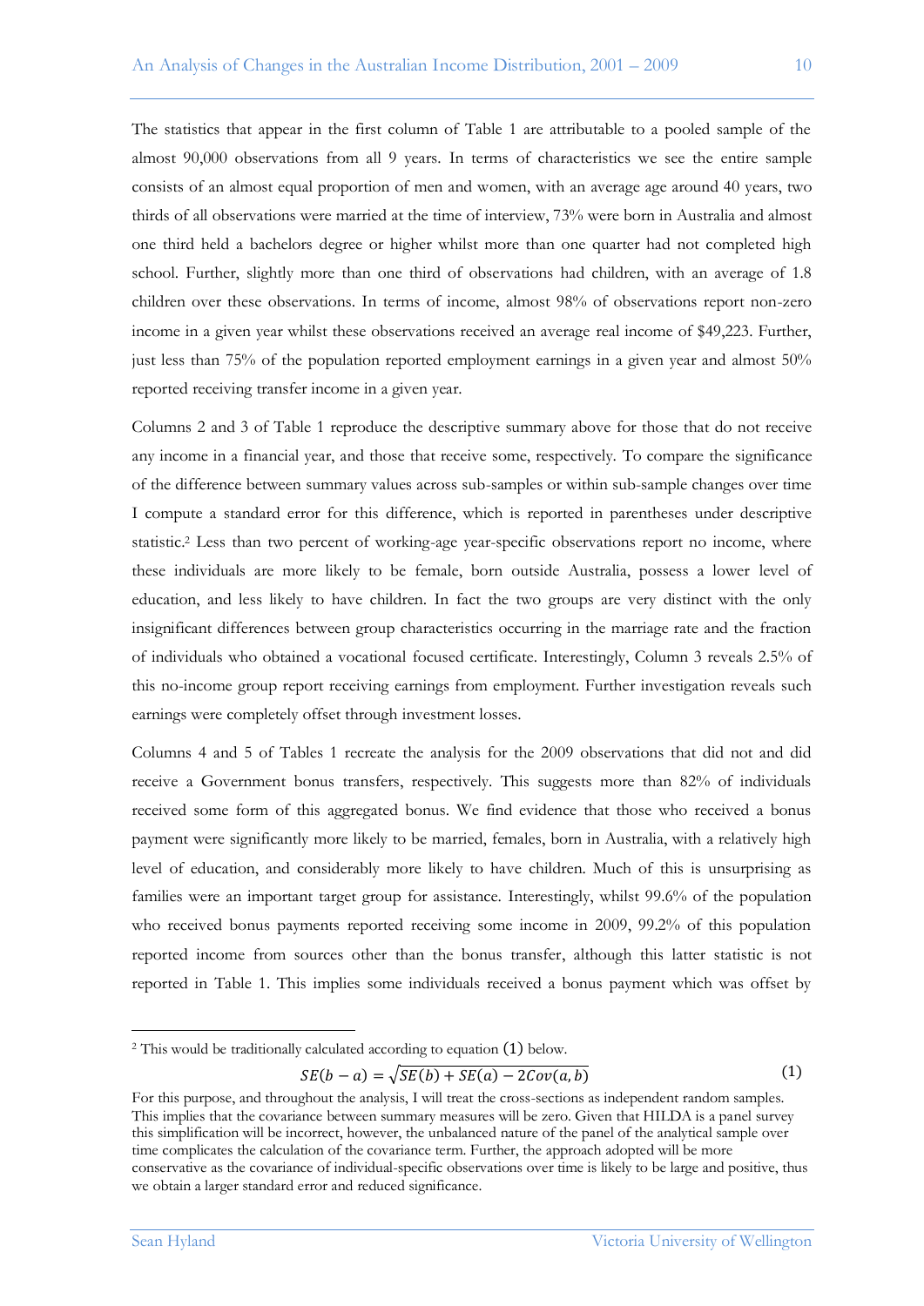The statistics that appear in the first column of Table 1 are attributable to a pooled sample of the almost 90,000 observations from all 9 years. In terms of characteristics we see the entire sample consists of an almost equal proportion of men and women, with an average age around 40 years, two thirds of all observations were married at the time of interview, 73% were born in Australia and almost one third held a bachelors degree or higher whilst more than one quarter had not completed high school. Further, slightly more than one third of observations had children, with an average of 1.8 children over these observations. In terms of income, almost 98% of observations report non-zero income in a given year whilst these observations received an average real income of $49,223. Further, just less than 75% of the population reported employment earnings in a given year and almost 50% reported receiving transfer income in a given year.

Columns 2 and 3 of Table 1 reproduce the descriptive summary above for those that do not receive any income in a financial year, and those that receive some, respectively. To compare the significance of the difference between summary values across sub-samples or within sub-sample changes over time I compute a standard error for this difference, which is reported in parentheses under descriptive statistic.[2] Less than two percent of working-age year-specific observations report no income, where these individuals are more likely to be female, born outside Australia, possess a lower level of education, and less likely to have children. In fact the two groups are very distinct with the only insignificant differences between group characteristics occurring in the marriage rate and the fraction of individuals who obtained a vocational focused certificate. Interestingly, Column 3 reveals 2.5% of this no-income group report receiving earnings from employment. Further investigation reveals such earnings were completely offset through investment losses.

Columns 4 and 5 of Tables 1 recreate the analysis for the 2009 observations that did not and did receive a Government bonus transfers, respectively. This suggests more than 82% of individuals received some form of this aggregated bonus. We find evidence that those who received a bonus payment were significantly more likely to be married, females, born in Australia, with a relatively high level of education, and considerably more likely to have children. Much of this is unsurprising as families were an important target group for assistance. Interestingly, whilst 99.6% of the population who received bonus payments reported receiving some income in 2009, 99.2% of this population reported income from sources other than the bonus transfer, although this latter statistic is not reported in Table 1. This implies some individuals received a bonus payment which was offset by

---

[2] This would be traditionally calculated according to equation (1) below.

$$SE(b-a) = \sqrt{SE(b) + SE(a) - 2Cov(a,b)} \qquad (1)$$

For this purpose, and throughout the analysis, I will treat the cross-sections as independent random samples. This implies that the covariance between summary measures will be zero. Given that HILDA is a panel survey this simplification will be incorrect, however, the unbalanced nature of the panel of the analytical sample over time complicates the calculation of the covariance term. Further, the approach adopted will be more conservative as the covariance of individual-specific observations over time is likely to be large and positive, thus we obtain a larger standard error and reduced significance.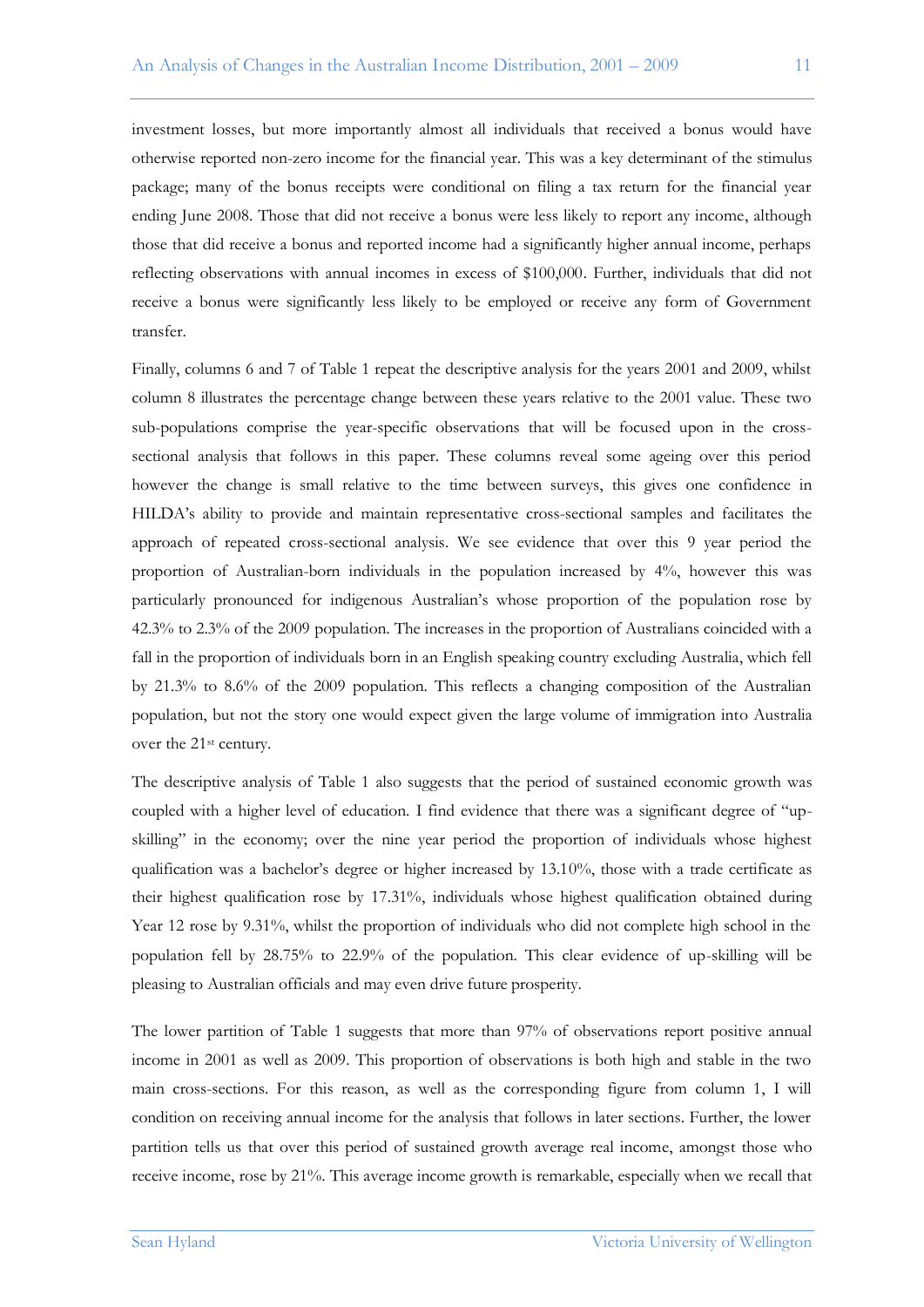investment losses, but more importantly almost all individuals that received a bonus would have otherwise reported non-zero income for the financial year. This was a key determinant of the stimulus package; many of the bonus receipts were conditional on filing a tax return for the financial year ending June 2008. Those that did not receive a bonus were less likely to report any income, although those that did receive a bonus and reported income had a significantly higher annual income, perhaps reflecting observations with annual incomes in excess of $100,000. Further, individuals that did not receive a bonus were significantly less likely to be employed or receive any form of Government transfer.

Finally, columns 6 and 7 of Table 1 repeat the descriptive analysis for the years 2001 and 2009, whilst column 8 illustrates the percentage change between these years relative to the 2001 value. These two sub-populations comprise the year-specific observations that will be focused upon in the cross-sectional analysis that follows in this paper. These columns reveal some ageing over this period however the change is small relative to the time between surveys, this gives one confidence in HILDA's ability to provide and maintain representative cross-sectional samples and facilitates the approach of repeated cross-sectional analysis. We see evidence that over this 9 year period the proportion of Australian-born individuals in the population increased by 4%, however this was particularly pronounced for indigenous Australian's whose proportion of the population rose by 42.3% to 2.3% of the 2009 population. The increases in the proportion of Australians coincided with a fall in the proportion of individuals born in an English speaking country excluding Australia, which fell by 21.3% to 8.6% of the 2009 population. This reflects a changing composition of the Australian population, but not the story one would expect given the large volume of immigration into Australia over the 21st century.

The descriptive analysis of Table 1 also suggests that the period of sustained economic growth was coupled with a higher level of education. I find evidence that there was a significant degree of "up-skilling" in the economy; over the nine year period the proportion of individuals whose highest qualification was a bachelor's degree or higher increased by 13.10%, those with a trade certificate as their highest qualification rose by 17.31%, individuals whose highest qualification obtained during Year 12 rose by 9.31%, whilst the proportion of individuals who did not complete high school in the population fell by 28.75% to 22.9% of the population. This clear evidence of up-skilling will be pleasing to Australian officials and may even drive future prosperity.

The lower partition of Table 1 suggests that more than 97% of observations report positive annual income in 2001 as well as 2009. This proportion of observations is both high and stable in the two main cross-sections. For this reason, as well as the corresponding figure from column 1, I will condition on receiving annual income for the analysis that follows in later sections. Further, the lower partition tells us that over this period of sustained growth average real income, amongst those who receive income, rose by 21%. This average income growth is remarkable, especially when we recall that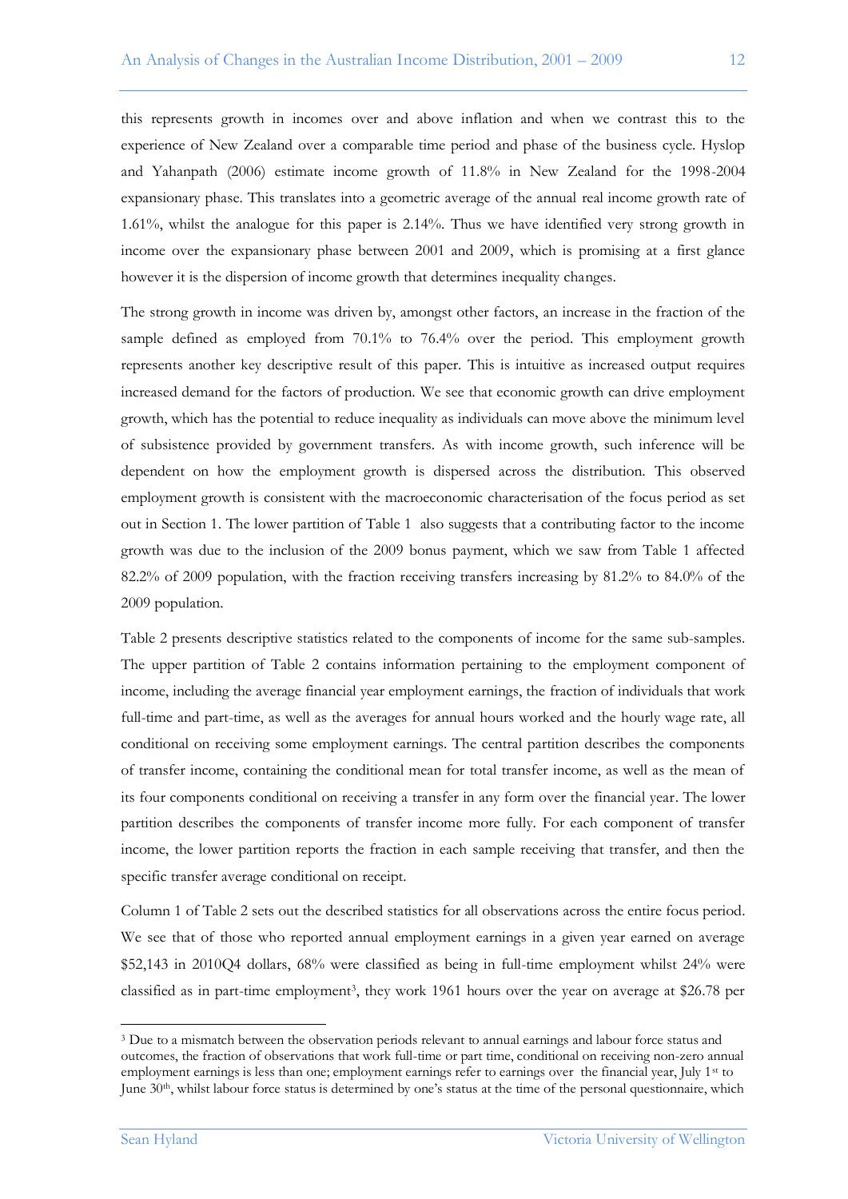this represents growth in incomes over and above inflation and when we contrast this to the experience of New Zealand over a comparable time period and phase of the business cycle. Hyslop and Yahanpath (2006) estimate income growth of 11.8% in New Zealand for the 1998-2004 expansionary phase. This translates into a geometric average of the annual real income growth rate of 1.61%, whilst the analogue for this paper is 2.14%. Thus we have identified very strong growth in income over the expansionary phase between 2001 and 2009, which is promising at a first glance however it is the dispersion of income growth that determines inequality changes.

The strong growth in income was driven by, amongst other factors, an increase in the fraction of the sample defined as employed from 70.1% to 76.4% over the period. This employment growth represents another key descriptive result of this paper. This is intuitive as increased output requires increased demand for the factors of production. We see that economic growth can drive employment growth, which has the potential to reduce inequality as individuals can move above the minimum level of subsistence provided by government transfers. As with income growth, such inference will be dependent on how the employment growth is dispersed across the distribution. This observed employment growth is consistent with the macroeconomic characterisation of the focus period as set out in Section 1. The lower partition of Table 1 also suggests that a contributing factor to the income growth was due to the inclusion of the 2009 bonus payment, which we saw from Table 1 affected 82.2% of 2009 population, with the fraction receiving transfers increasing by 81.2% to 84.0% of the 2009 population.

Table 2 presents descriptive statistics related to the components of income for the same sub-samples. The upper partition of Table 2 contains information pertaining to the employment component of income, including the average financial year employment earnings, the fraction of individuals that work full-time and part-time, as well as the averages for annual hours worked and the hourly wage rate, all conditional on receiving some employment earnings. The central partition describes the components of transfer income, containing the conditional mean for total transfer income, as well as the mean of its four components conditional on receiving a transfer in any form over the financial year. The lower partition describes the components of transfer income more fully. For each component of transfer income, the lower partition reports the fraction in each sample receiving that transfer, and then the specific transfer average conditional on receipt.

Column 1 of Table 2 sets out the described statistics for all observations across the entire focus period. We see that of those who reported annual employment earnings in a given year earned on average $52,143 in 2010Q4 dollars, 68% were classified as being in full-time employment whilst 24% were classified as in part-time employment[3], they work 1961 hours over the year on average at $26.78 per

[3] Due to a mismatch between the observation periods relevant to annual earnings and labour force status and outcomes, the fraction of observations that work full-time or part time, conditional on receiving non-zero annual employment earnings is less than one; employment earnings refer to earnings over the financial year, July 1st to June 30th, whilst labour force status is determined by one's status at the time of the personal questionnaire, which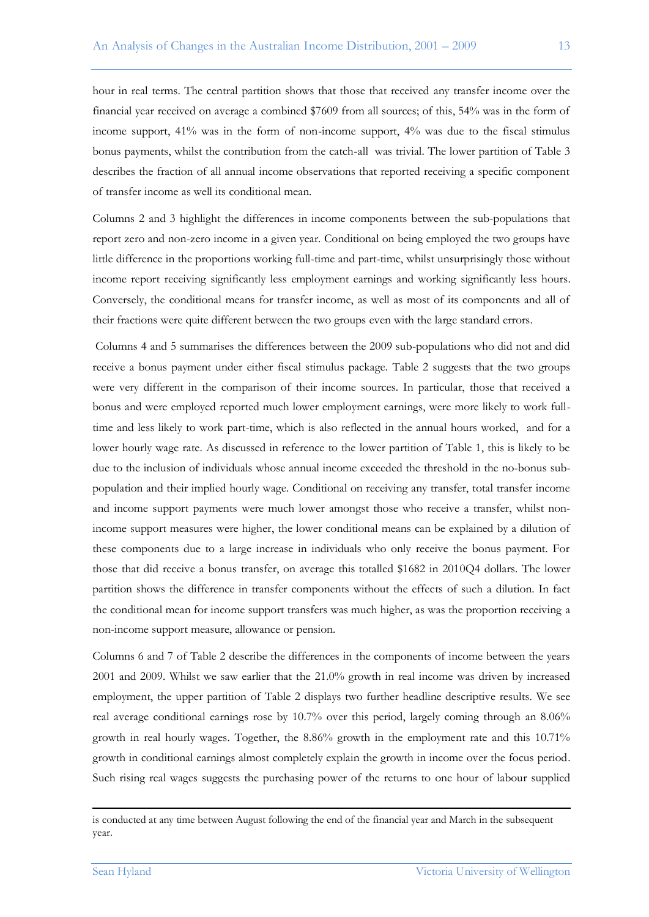hour in real terms. The central partition shows that those that received any transfer income over the financial year received on average a combined $7609 from all sources; of this, 54% was in the form of income support, 41% was in the form of non-income support, 4% was due to the fiscal stimulus bonus payments, whilst the contribution from the catch-all was trivial. The lower partition of Table 3 describes the fraction of all annual income observations that reported receiving a specific component of transfer income as well its conditional mean.

Columns 2 and 3 highlight the differences in income components between the sub-populations that report zero and non-zero income in a given year. Conditional on being employed the two groups have little difference in the proportions working full-time and part-time, whilst unsurprisingly those without income report receiving significantly less employment earnings and working significantly less hours. Conversely, the conditional means for transfer income, as well as most of its components and all of their fractions were quite different between the two groups even with the large standard errors.

Columns 4 and 5 summarises the differences between the 2009 sub-populations who did not and did receive a bonus payment under either fiscal stimulus package. Table 2 suggests that the two groups were very different in the comparison of their income sources. In particular, those that received a bonus and were employed reported much lower employment earnings, were more likely to work full-time and less likely to work part-time, which is also reflected in the annual hours worked, and for a lower hourly wage rate. As discussed in reference to the lower partition of Table 1, this is likely to be due to the inclusion of individuals whose annual income exceeded the threshold in the no-bonus sub-population and their implied hourly wage. Conditional on receiving any transfer, total transfer income and income support payments were much lower amongst those who receive a transfer, whilst non-income support measures were higher, the lower conditional means can be explained by a dilution of these components due to a large increase in individuals who only receive the bonus payment. For those that did receive a bonus transfer, on average this totalled $1682 in 2010Q4 dollars. The lower partition shows the difference in transfer components without the effects of such a dilution. In fact the conditional mean for income support transfers was much higher, as was the proportion receiving a non-income support measure, allowance or pension.

Columns 6 and 7 of Table 2 describe the differences in the components of income between the years 2001 and 2009. Whilst we saw earlier that the 21.0% growth in real income was driven by increased employment, the upper partition of Table 2 displays two further headline descriptive results. We see real average conditional earnings rose by 10.7% over this period, largely coming through an 8.06% growth in real hourly wages. Together, the 8.86% growth in the employment rate and this 10.71% growth in conditional earnings almost completely explain the growth in income over the focus period. Such rising real wages suggests the purchasing power of the returns to one hour of labour supplied

is conducted at any time between August following the end of the financial year and March in the subsequent year.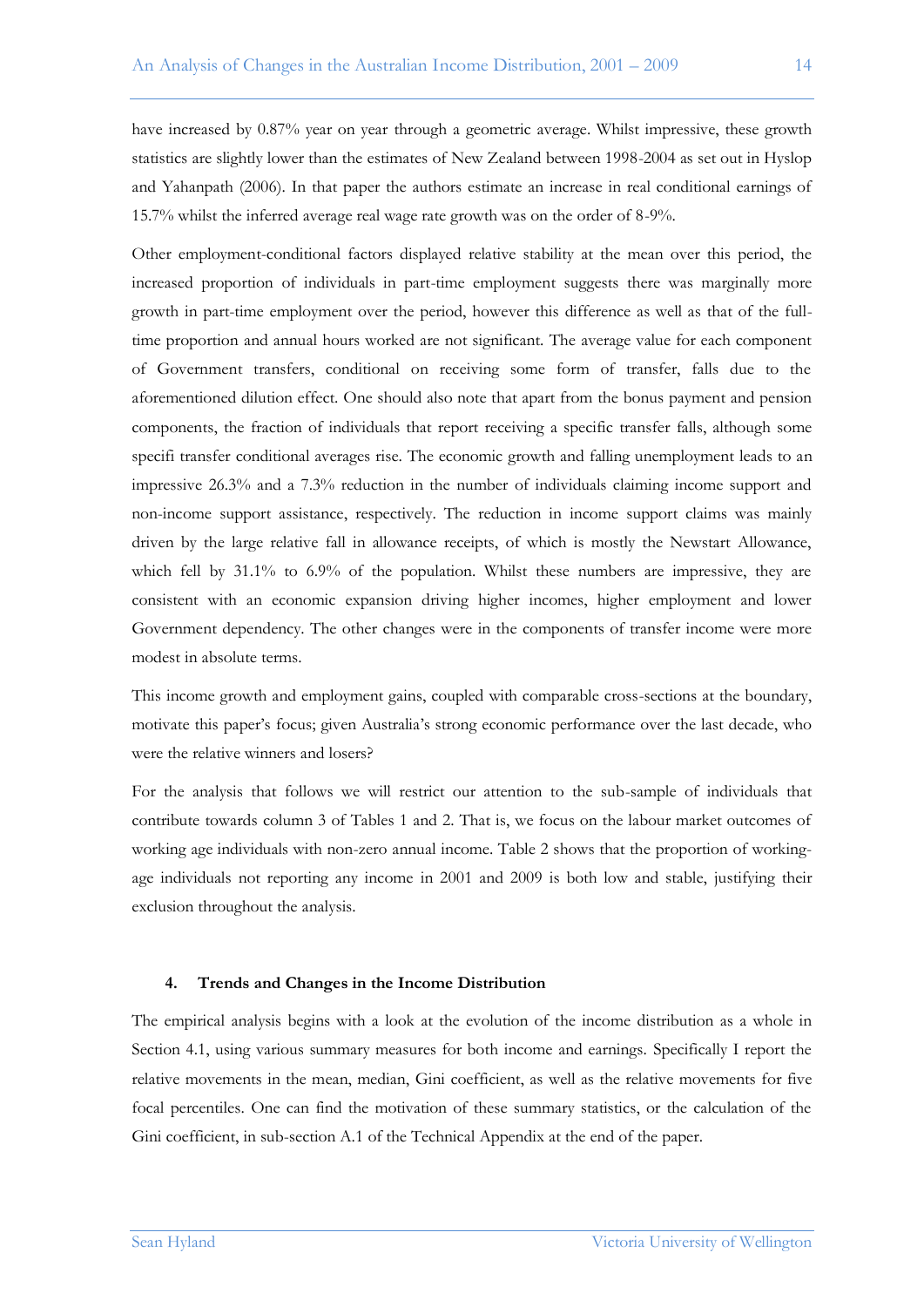have increased by 0.87% year on year through a geometric average. Whilst impressive, these growth statistics are slightly lower than the estimates of New Zealand between 1998-2004 as set out in Hyslop and Yahanpath (2006). In that paper the authors estimate an increase in real conditional earnings of 15.7% whilst the inferred average real wage rate growth was on the order of 8-9%.

Other employment-conditional factors displayed relative stability at the mean over this period, the increased proportion of individuals in part-time employment suggests there was marginally more growth in part-time employment over the period, however this difference as well as that of the full-time proportion and annual hours worked are not significant. The average value for each component of Government transfers, conditional on receiving some form of transfer, falls due to the aforementioned dilution effect. One should also note that apart from the bonus payment and pension components, the fraction of individuals that report receiving a specific transfer falls, although some specifi transfer conditional averages rise. The economic growth and falling unemployment leads to an impressive 26.3% and a 7.3% reduction in the number of individuals claiming income support and non-income support assistance, respectively. The reduction in income support claims was mainly driven by the large relative fall in allowance receipts, of which is mostly the Newstart Allowance, which fell by 31.1% to 6.9% of the population. Whilst these numbers are impressive, they are consistent with an economic expansion driving higher incomes, higher employment and lower Government dependency. The other changes were in the components of transfer income were more modest in absolute terms.

This income growth and employment gains, coupled with comparable cross-sections at the boundary, motivate this paper's focus; given Australia's strong economic performance over the last decade, who were the relative winners and losers?

For the analysis that follows we will restrict our attention to the sub-sample of individuals that contribute towards column 3 of Tables 1 and 2. That is, we focus on the labour market outcomes of working age individuals with non-zero annual income. Table 2 shows that the proportion of working-age individuals not reporting any income in 2001 and 2009 is both low and stable, justifying their exclusion throughout the analysis.

## 4. Trends and Changes in the Income Distribution

The empirical analysis begins with a look at the evolution of the income distribution as a whole in Section 4.1, using various summary measures for both income and earnings. Specifically I report the relative movements in the mean, median, Gini coefficient, as well as the relative movements for five focal percentiles. One can find the motivation of these summary statistics, or the calculation of the Gini coefficient, in sub-section A.1 of the Technical Appendix at the end of the paper.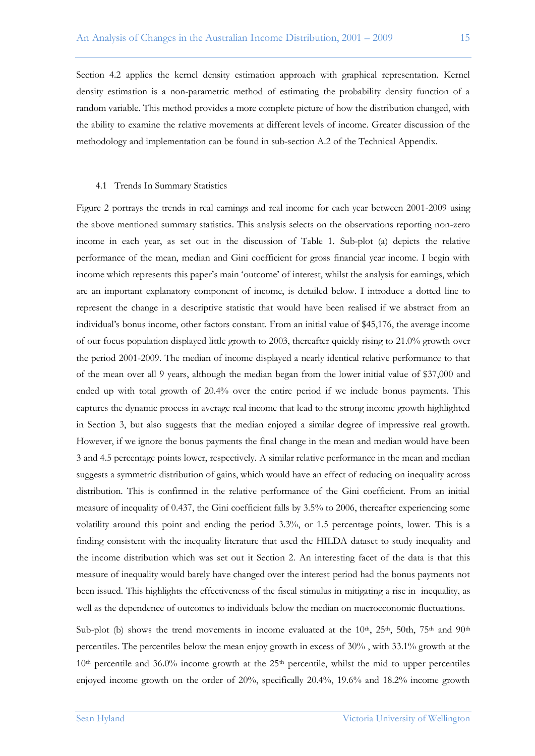Section 4.2 applies the kernel density estimation approach with graphical representation. Kernel density estimation is a non-parametric method of estimating the probability density function of a random variable. This method provides a more complete picture of how the distribution changed, with the ability to examine the relative movements at different levels of income. Greater discussion of the methodology and implementation can be found in sub-section A.2 of the Technical Appendix.

### 4.1 Trends In Summary Statistics

Figure 2 portrays the trends in real earnings and real income for each year between 2001-2009 using the above mentioned summary statistics. This analysis selects on the observations reporting non-zero income in each year, as set out in the discussion of Table 1. Sub-plot (a) depicts the relative performance of the mean, median and Gini coefficient for gross financial year income. I begin with income which represents this paper's main 'outcome' of interest, whilst the analysis for earnings, which are an important explanatory component of income, is detailed below. I introduce a dotted line to represent the change in a descriptive statistic that would have been realised if we abstract from an individual's bonus income, other factors constant. From an initial value of $45,176, the average income of our focus population displayed little growth to 2003, thereafter quickly rising to 21.0% growth over the period 2001-2009. The median of income displayed a nearly identical relative performance to that of the mean over all 9 years, although the median began from the lower initial value of $37,000 and ended up with total growth of 20.4% over the entire period if we include bonus payments. This captures the dynamic process in average real income that lead to the strong income growth highlighted in Section 3, but also suggests that the median enjoyed a similar degree of impressive real growth. However, if we ignore the bonus payments the final change in the mean and median would have been 3 and 4.5 percentage points lower, respectively. A similar relative performance in the mean and median suggests a symmetric distribution of gains, which would have an effect of reducing on inequality across distribution. This is confirmed in the relative performance of the Gini coefficient. From an initial measure of inequality of 0.437, the Gini coefficient falls by 3.5% to 2006, thereafter experiencing some volatility around this point and ending the period 3.3%, or 1.5 percentage points, lower. This is a finding consistent with the inequality literature that used the HILDA dataset to study inequality and the income distribution which was set out it Section 2. An interesting facet of the data is that this measure of inequality would barely have changed over the interest period had the bonus payments not been issued. This highlights the effectiveness of the fiscal stimulus in mitigating a rise in inequality, as well as the dependence of outcomes to individuals below the median on macroeconomic fluctuations.

Sub-plot (b) shows the trend movements in income evaluated at the 10th, 25th, 50th, 75th and 90th percentiles. The percentiles below the mean enjoy growth in excess of 30% , with 33.1% growth at the 10th percentile and 36.0% income growth at the 25th percentile, whilst the mid to upper percentiles enjoyed income growth on the order of 20%, specifically 20.4%, 19.6% and 18.2% income growth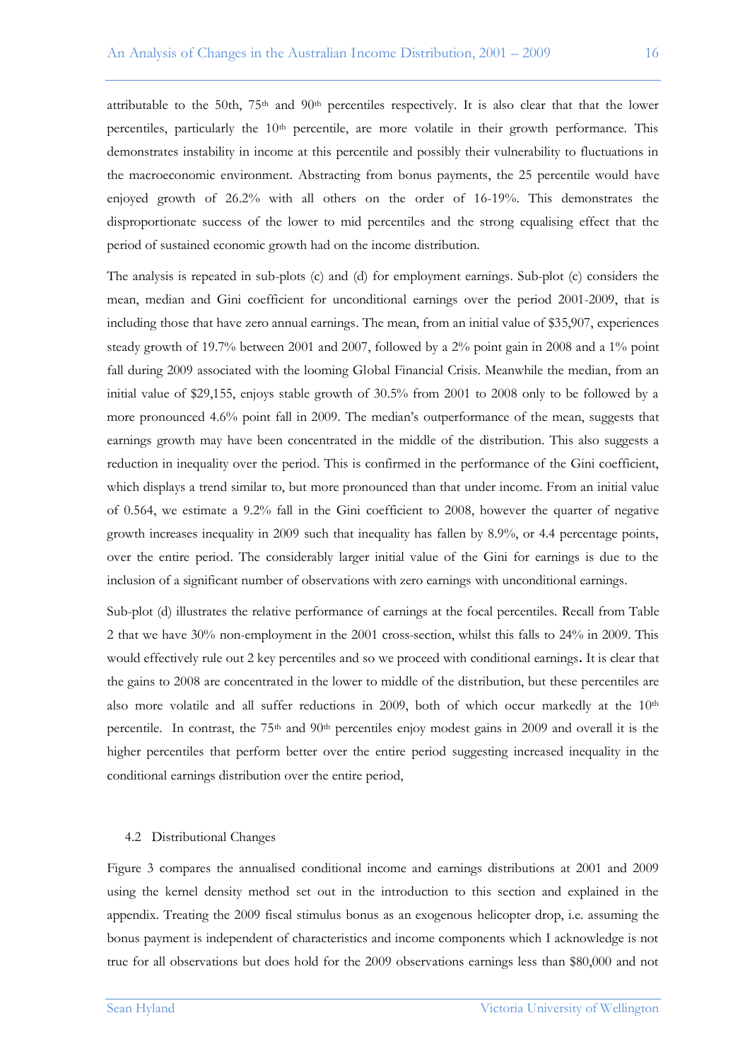attributable to the 50th, 75th and 90th percentiles respectively. It is also clear that that the lower percentiles, particularly the 10th percentile, are more volatile in their growth performance. This demonstrates instability in income at this percentile and possibly their vulnerability to fluctuations in the macroeconomic environment. Abstracting from bonus payments, the 25 percentile would have enjoyed growth of 26.2% with all others on the order of 16-19%. This demonstrates the disproportionate success of the lower to mid percentiles and the strong equalising effect that the period of sustained economic growth had on the income distribution.

The analysis is repeated in sub-plots (c) and (d) for employment earnings. Sub-plot (c) considers the mean, median and Gini coefficient for unconditional earnings over the period 2001-2009, that is including those that have zero annual earnings. The mean, from an initial value of $35,907, experiences steady growth of 19.7% between 2001 and 2007, followed by a 2% point gain in 2008 and a 1% point fall during 2009 associated with the looming Global Financial Crisis. Meanwhile the median, from an initial value of $29,155, enjoys stable growth of 30.5% from 2001 to 2008 only to be followed by a more pronounced 4.6% point fall in 2009. The median's outperformance of the mean, suggests that earnings growth may have been concentrated in the middle of the distribution. This also suggests a reduction in inequality over the period. This is confirmed in the performance of the Gini coefficient, which displays a trend similar to, but more pronounced than that under income. From an initial value of 0.564, we estimate a 9.2% fall in the Gini coefficient to 2008, however the quarter of negative growth increases inequality in 2009 such that inequality has fallen by 8.9%, or 4.4 percentage points, over the entire period. The considerably larger initial value of the Gini for earnings is due to the inclusion of a significant number of observations with zero earnings with unconditional earnings.

Sub-plot (d) illustrates the relative performance of earnings at the focal percentiles. Recall from Table 2 that we have 30% non-employment in the 2001 cross-section, whilst this falls to 24% in 2009. This would effectively rule out 2 key percentiles and so we proceed with conditional earnings**.** It is clear that the gains to 2008 are concentrated in the lower to middle of the distribution, but these percentiles are also more volatile and all suffer reductions in 2009, both of which occur markedly at the 10th percentile. In contrast, the 75th and 90th percentiles enjoy modest gains in 2009 and overall it is the higher percentiles that perform better over the entire period suggesting increased inequality in the conditional earnings distribution over the entire period,

### 4.2 Distributional Changes

Figure 3 compares the annualised conditional income and earnings distributions at 2001 and 2009 using the kernel density method set out in the introduction to this section and explained in the appendix. Treating the 2009 fiscal stimulus bonus as an exogenous helicopter drop, i.e. assuming the bonus payment is independent of characteristics and income components which I acknowledge is not true for all observations but does hold for the 2009 observations earnings less than $80,000 and not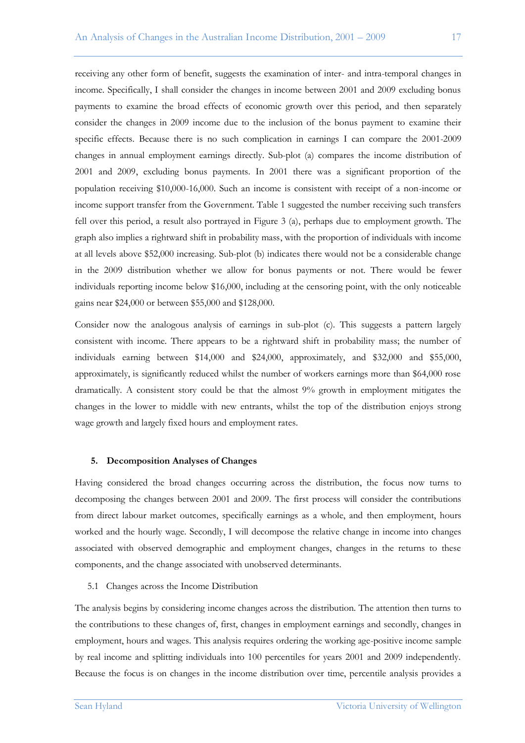receiving any other form of benefit, suggests the examination of inter- and intra-temporal changes in income. Specifically, I shall consider the changes in income between 2001 and 2009 excluding bonus payments to examine the broad effects of economic growth over this period, and then separately consider the changes in 2009 income due to the inclusion of the bonus payment to examine their specific effects. Because there is no such complication in earnings I can compare the 2001-2009 changes in annual employment earnings directly. Sub-plot (a) compares the income distribution of 2001 and 2009, excluding bonus payments. In 2001 there was a significant proportion of the population receiving $10,000-16,000. Such an income is consistent with receipt of a non-income or income support transfer from the Government. Table 1 suggested the number receiving such transfers fell over this period, a result also portrayed in Figure 3 (a), perhaps due to employment growth. The graph also implies a rightward shift in probability mass, with the proportion of individuals with income at all levels above $52,000 increasing. Sub-plot (b) indicates there would not be a considerable change in the 2009 distribution whether we allow for bonus payments or not. There would be fewer individuals reporting income below $16,000, including at the censoring point, with the only noticeable gains near $24,000 or between $55,000 and $128,000.

Consider now the analogous analysis of earnings in sub-plot (c). This suggests a pattern largely consistent with income. There appears to be a rightward shift in probability mass; the number of individuals earning between $14,000 and $24,000, approximately, and $32,000 and $55,000, approximately, is significantly reduced whilst the number of workers earnings more than $64,000 rose dramatically. A consistent story could be that the almost 9% growth in employment mitigates the changes in the lower to middle with new entrants, whilst the top of the distribution enjoys strong wage growth and largely fixed hours and employment rates.

## 5. Decomposition Analyses of Changes

Having considered the broad changes occurring across the distribution, the focus now turns to decomposing the changes between 2001 and 2009. The first process will consider the contributions from direct labour market outcomes, specifically earnings as a whole, and then employment, hours worked and the hourly wage. Secondly, I will decompose the relative change in income into changes associated with observed demographic and employment changes, changes in the returns to these components, and the change associated with unobserved determinants.

### 5.1 Changes across the Income Distribution

The analysis begins by considering income changes across the distribution. The attention then turns to the contributions to these changes of, first, changes in employment earnings and secondly, changes in employment, hours and wages. This analysis requires ordering the working age-positive income sample by real income and splitting individuals into 100 percentiles for years 2001 and 2009 independently. Because the focus is on changes in the income distribution over time, percentile analysis provides a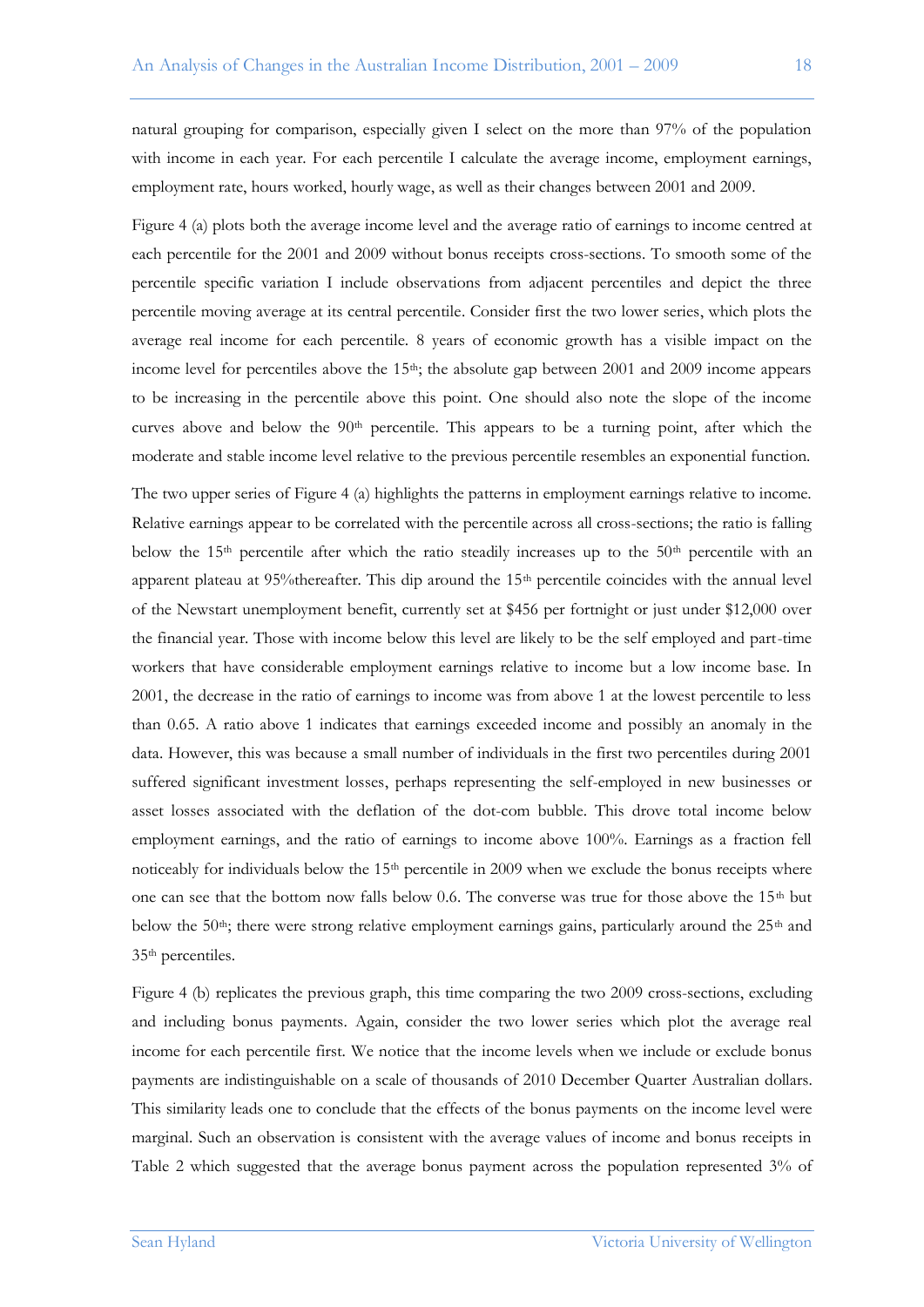natural grouping for comparison, especially given I select on the more than 97% of the population with income in each year. For each percentile I calculate the average income, employment earnings, employment rate, hours worked, hourly wage, as well as their changes between 2001 and 2009.

Figure 4 (a) plots both the average income level and the average ratio of earnings to income centred at each percentile for the 2001 and 2009 without bonus receipts cross-sections. To smooth some of the percentile specific variation I include observations from adjacent percentiles and depict the three percentile moving average at its central percentile. Consider first the two lower series, which plots the average real income for each percentile. 8 years of economic growth has a visible impact on the income level for percentiles above the 15th; the absolute gap between 2001 and 2009 income appears to be increasing in the percentile above this point. One should also note the slope of the income curves above and below the 90th percentile. This appears to be a turning point, after which the moderate and stable income level relative to the previous percentile resembles an exponential function.

The two upper series of Figure 4 (a) highlights the patterns in employment earnings relative to income. Relative earnings appear to be correlated with the percentile across all cross-sections; the ratio is falling below the 15th percentile after which the ratio steadily increases up to the 50th percentile with an apparent plateau at 95%thereafter. This dip around the 15th percentile coincides with the annual level of the Newstart unemployment benefit, currently set at $456 per fortnight or just under $12,000 over the financial year. Those with income below this level are likely to be the self employed and part-time workers that have considerable employment earnings relative to income but a low income base. In 2001, the decrease in the ratio of earnings to income was from above 1 at the lowest percentile to less than 0.65. A ratio above 1 indicates that earnings exceeded income and possibly an anomaly in the data. However, this was because a small number of individuals in the first two percentiles during 2001 suffered significant investment losses, perhaps representing the self-employed in new businesses or asset losses associated with the deflation of the dot-com bubble. This drove total income below employment earnings, and the ratio of earnings to income above 100%. Earnings as a fraction fell noticeably for individuals below the 15th percentile in 2009 when we exclude the bonus receipts where one can see that the bottom now falls below 0.6. The converse was true for those above the 15th but below the 50th; there were strong relative employment earnings gains, particularly around the 25th and 35th percentiles.

Figure 4 (b) replicates the previous graph, this time comparing the two 2009 cross-sections, excluding and including bonus payments. Again, consider the two lower series which plot the average real income for each percentile first. We notice that the income levels when we include or exclude bonus payments are indistinguishable on a scale of thousands of 2010 December Quarter Australian dollars. This similarity leads one to conclude that the effects of the bonus payments on the income level were marginal. Such an observation is consistent with the average values of income and bonus receipts in Table 2 which suggested that the average bonus payment across the population represented 3% of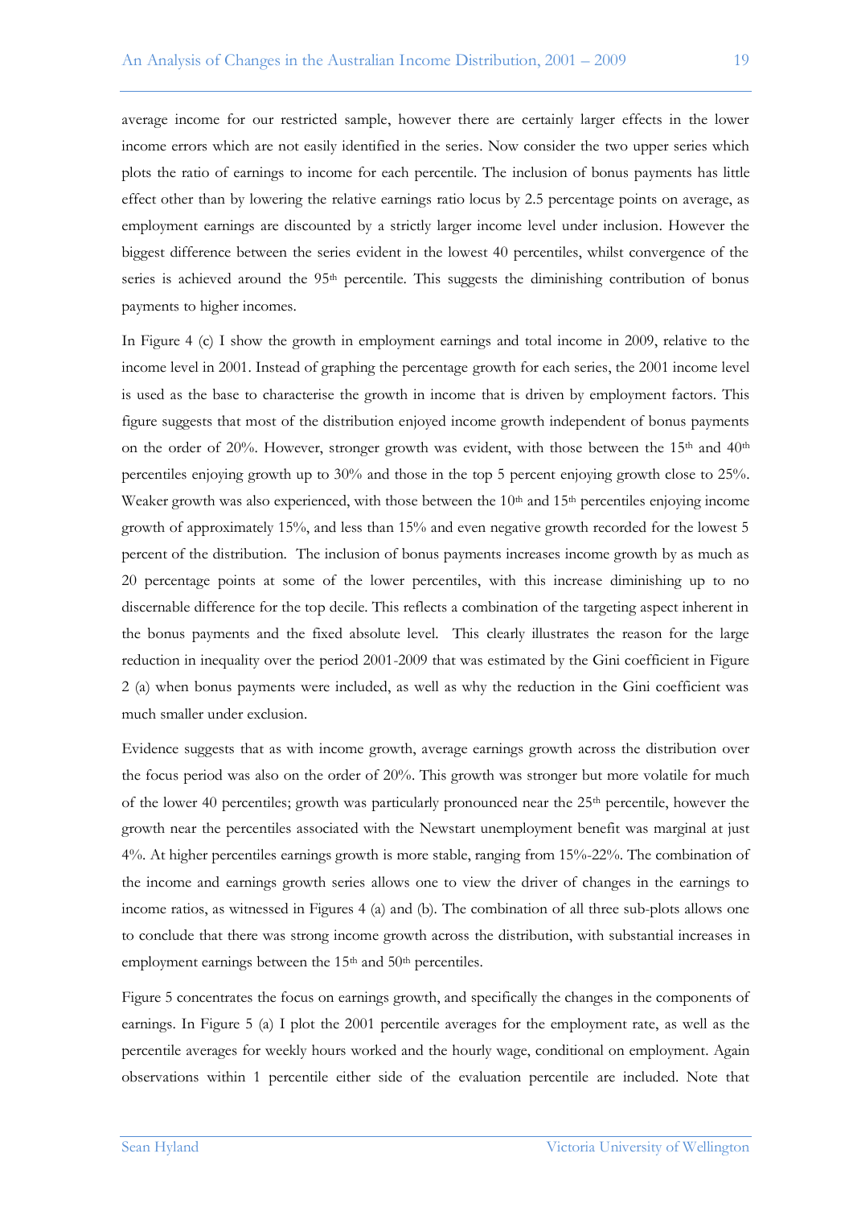average income for our restricted sample, however there are certainly larger effects in the lower income errors which are not easily identified in the series. Now consider the two upper series which plots the ratio of earnings to income for each percentile. The inclusion of bonus payments has little effect other than by lowering the relative earnings ratio locus by 2.5 percentage points on average, as employment earnings are discounted by a strictly larger income level under inclusion. However the biggest difference between the series evident in the lowest 40 percentiles, whilst convergence of the series is achieved around the 95th percentile. This suggests the diminishing contribution of bonus payments to higher incomes.

In Figure 4 (c) I show the growth in employment earnings and total income in 2009, relative to the income level in 2001. Instead of graphing the percentage growth for each series, the 2001 income level is used as the base to characterise the growth in income that is driven by employment factors. This figure suggests that most of the distribution enjoyed income growth independent of bonus payments on the order of 20%. However, stronger growth was evident, with those between the 15th and 40th percentiles enjoying growth up to 30% and those in the top 5 percent enjoying growth close to 25%. Weaker growth was also experienced, with those between the 10th and 15th percentiles enjoying income growth of approximately 15%, and less than 15% and even negative growth recorded for the lowest 5 percent of the distribution. The inclusion of bonus payments increases income growth by as much as 20 percentage points at some of the lower percentiles, with this increase diminishing up to no discernable difference for the top decile. This reflects a combination of the targeting aspect inherent in the bonus payments and the fixed absolute level. This clearly illustrates the reason for the large reduction in inequality over the period 2001-2009 that was estimated by the Gini coefficient in Figure 2 (a) when bonus payments were included, as well as why the reduction in the Gini coefficient was much smaller under exclusion.

Evidence suggests that as with income growth, average earnings growth across the distribution over the focus period was also on the order of 20%. This growth was stronger but more volatile for much of the lower 40 percentiles; growth was particularly pronounced near the 25th percentile, however the growth near the percentiles associated with the Newstart unemployment benefit was marginal at just 4%. At higher percentiles earnings growth is more stable, ranging from 15%-22%. The combination of the income and earnings growth series allows one to view the driver of changes in the earnings to income ratios, as witnessed in Figures 4 (a) and (b). The combination of all three sub-plots allows one to conclude that there was strong income growth across the distribution, with substantial increases in employment earnings between the 15th and 50th percentiles.

Figure 5 concentrates the focus on earnings growth, and specifically the changes in the components of earnings. In Figure 5 (a) I plot the 2001 percentile averages for the employment rate, as well as the percentile averages for weekly hours worked and the hourly wage, conditional on employment. Again observations within 1 percentile either side of the evaluation percentile are included. Note that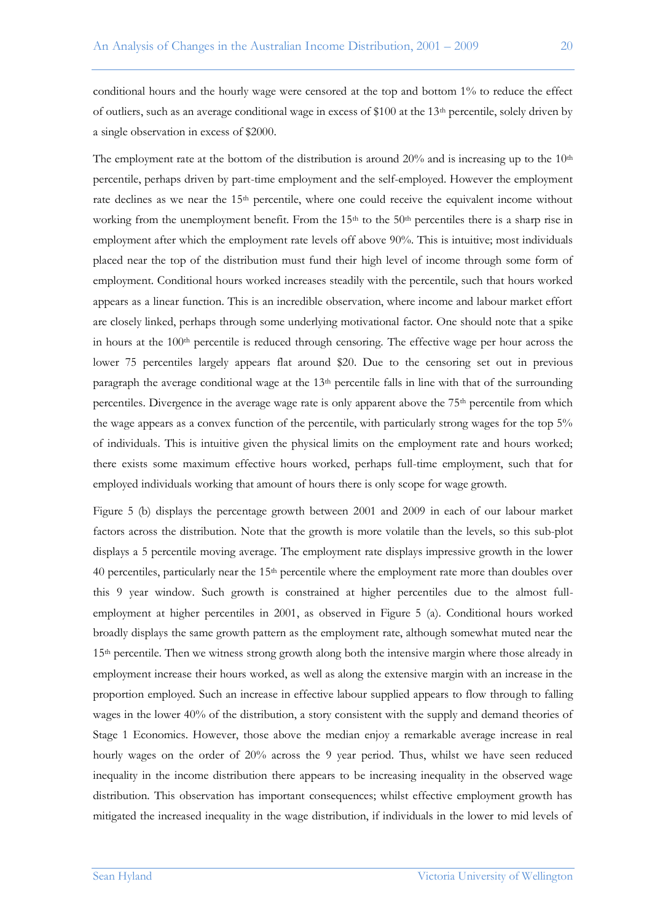conditional hours and the hourly wage were censored at the top and bottom 1% to reduce the effect of outliers, such as an average conditional wage in excess of $100 at the 13th percentile, solely driven by a single observation in excess of $2000.

The employment rate at the bottom of the distribution is around 20% and is increasing up to the 10th percentile, perhaps driven by part-time employment and the self-employed. However the employment rate declines as we near the 15th percentile, where one could receive the equivalent income without working from the unemployment benefit. From the 15th to the 50th percentiles there is a sharp rise in employment after which the employment rate levels off above 90%. This is intuitive; most individuals placed near the top of the distribution must fund their high level of income through some form of employment. Conditional hours worked increases steadily with the percentile, such that hours worked appears as a linear function. This is an incredible observation, where income and labour market effort are closely linked, perhaps through some underlying motivational factor. One should note that a spike in hours at the 100th percentile is reduced through censoring. The effective wage per hour across the lower 75 percentiles largely appears flat around $20. Due to the censoring set out in previous paragraph the average conditional wage at the 13th percentile falls in line with that of the surrounding percentiles. Divergence in the average wage rate is only apparent above the 75th percentile from which the wage appears as a convex function of the percentile, with particularly strong wages for the top 5% of individuals. This is intuitive given the physical limits on the employment rate and hours worked; there exists some maximum effective hours worked, perhaps full-time employment, such that for employed individuals working that amount of hours there is only scope for wage growth.

Figure 5 (b) displays the percentage growth between 2001 and 2009 in each of our labour market factors across the distribution. Note that the growth is more volatile than the levels, so this sub-plot displays a 5 percentile moving average. The employment rate displays impressive growth in the lower 40 percentiles, particularly near the 15th percentile where the employment rate more than doubles over this 9 year window. Such growth is constrained at higher percentiles due to the almost full-employment at higher percentiles in 2001, as observed in Figure 5 (a). Conditional hours worked broadly displays the same growth pattern as the employment rate, although somewhat muted near the 15th percentile. Then we witness strong growth along both the intensive margin where those already in employment increase their hours worked, as well as along the extensive margin with an increase in the proportion employed. Such an increase in effective labour supplied appears to flow through to falling wages in the lower 40% of the distribution, a story consistent with the supply and demand theories of Stage 1 Economics. However, those above the median enjoy a remarkable average increase in real hourly wages on the order of 20% across the 9 year period. Thus, whilst we have seen reduced inequality in the income distribution there appears to be increasing inequality in the observed wage distribution. This observation has important consequences; whilst effective employment growth has mitigated the increased inequality in the wage distribution, if individuals in the lower to mid levels of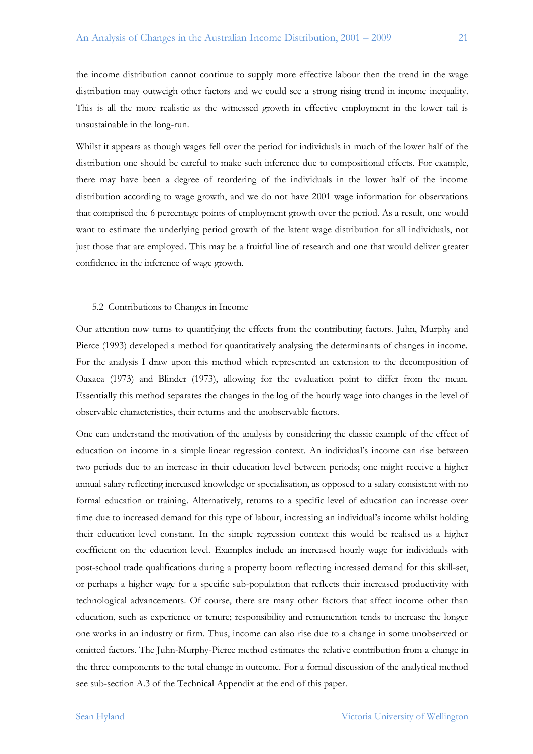the income distribution cannot continue to supply more effective labour then the trend in the wage distribution may outweigh other factors and we could see a strong rising trend in income inequality. This is all the more realistic as the witnessed growth in effective employment in the lower tail is unsustainable in the long-run.

Whilst it appears as though wages fell over the period for individuals in much of the lower half of the distribution one should be careful to make such inference due to compositional effects. For example, there may have been a degree of reordering of the individuals in the lower half of the income distribution according to wage growth, and we do not have 2001 wage information for observations that comprised the 6 percentage points of employment growth over the period. As a result, one would want to estimate the underlying period growth of the latent wage distribution for all individuals, not just those that are employed. This may be a fruitful line of research and one that would deliver greater confidence in the inference of wage growth.

### 5.2 Contributions to Changes in Income

Our attention now turns to quantifying the effects from the contributing factors. Juhn, Murphy and Pierce (1993) developed a method for quantitatively analysing the determinants of changes in income. For the analysis I draw upon this method which represented an extension to the decomposition of Oaxaca (1973) and Blinder (1973), allowing for the evaluation point to differ from the mean. Essentially this method separates the changes in the log of the hourly wage into changes in the level of observable characteristics, their returns and the unobservable factors.

One can understand the motivation of the analysis by considering the classic example of the effect of education on income in a simple linear regression context. An individual's income can rise between two periods due to an increase in their education level between periods; one might receive a higher annual salary reflecting increased knowledge or specialisation, as opposed to a salary consistent with no formal education or training. Alternatively, returns to a specific level of education can increase over time due to increased demand for this type of labour, increasing an individual's income whilst holding their education level constant. In the simple regression context this would be realised as a higher coefficient on the education level. Examples include an increased hourly wage for individuals with post-school trade qualifications during a property boom reflecting increased demand for this skill-set, or perhaps a higher wage for a specific sub-population that reflects their increased productivity with technological advancements. Of course, there are many other factors that affect income other than education, such as experience or tenure; responsibility and remuneration tends to increase the longer one works in an industry or firm. Thus, income can also rise due to a change in some unobserved or omitted factors. The Juhn-Murphy-Pierce method estimates the relative contribution from a change in the three components to the total change in outcome. For a formal discussion of the analytical method see sub-section A.3 of the Technical Appendix at the end of this paper.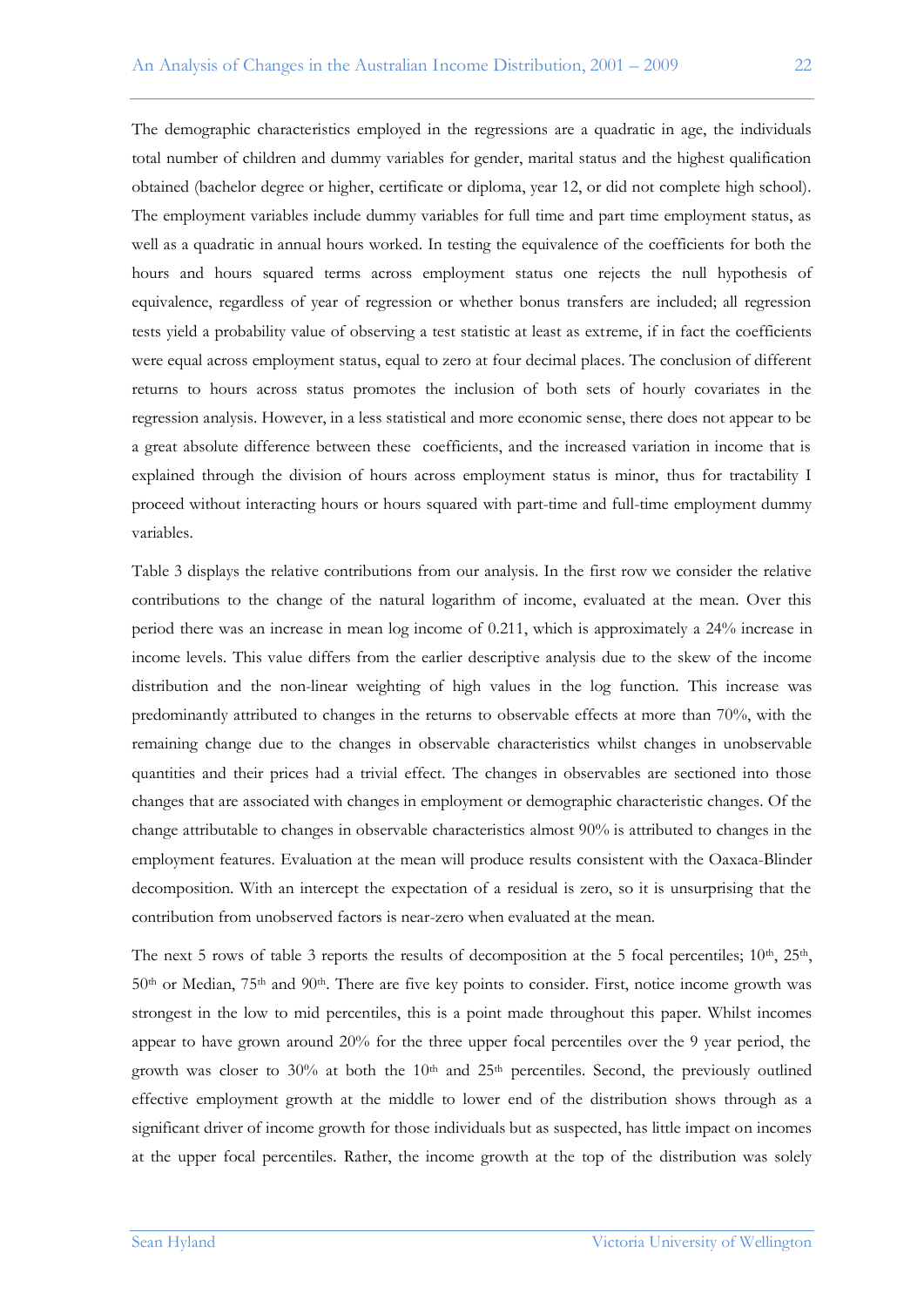The demographic characteristics employed in the regressions are a quadratic in age, the individuals total number of children and dummy variables for gender, marital status and the highest qualification obtained (bachelor degree or higher, certificate or diploma, year 12, or did not complete high school). The employment variables include dummy variables for full time and part time employment status, as well as a quadratic in annual hours worked. In testing the equivalence of the coefficients for both the hours and hours squared terms across employment status one rejects the null hypothesis of equivalence, regardless of year of regression or whether bonus transfers are included; all regression tests yield a probability value of observing a test statistic at least as extreme, if in fact the coefficients were equal across employment status, equal to zero at four decimal places. The conclusion of different returns to hours across status promotes the inclusion of both sets of hourly covariates in the regression analysis. However, in a less statistical and more economic sense, there does not appear to be a great absolute difference between these coefficients, and the increased variation in income that is explained through the division of hours across employment status is minor, thus for tractability I proceed without interacting hours or hours squared with part-time and full-time employment dummy variables.

Table 3 displays the relative contributions from our analysis. In the first row we consider the relative contributions to the change of the natural logarithm of income, evaluated at the mean. Over this period there was an increase in mean log income of 0.211, which is approximately a 24% increase in income levels. This value differs from the earlier descriptive analysis due to the skew of the income distribution and the non-linear weighting of high values in the log function. This increase was predominantly attributed to changes in the returns to observable effects at more than 70%, with the remaining change due to the changes in observable characteristics whilst changes in unobservable quantities and their prices had a trivial effect. The changes in observables are sectioned into those changes that are associated with changes in employment or demographic characteristic changes. Of the change attributable to changes in observable characteristics almost 90% is attributed to changes in the employment features. Evaluation at the mean will produce results consistent with the Oaxaca-Blinder decomposition. With an intercept the expectation of a residual is zero, so it is unsurprising that the contribution from unobserved factors is near-zero when evaluated at the mean.

The next 5 rows of table 3 reports the results of decomposition at the 5 focal percentiles; 10th, 25th, 50th or Median, 75th and 90th. There are five key points to consider. First, notice income growth was strongest in the low to mid percentiles, this is a point made throughout this paper. Whilst incomes appear to have grown around 20% for the three upper focal percentiles over the 9 year period, the growth was closer to 30% at both the 10th and 25th percentiles. Second, the previously outlined effective employment growth at the middle to lower end of the distribution shows through as a significant driver of income growth for those individuals but as suspected, has little impact on incomes at the upper focal percentiles. Rather, the income growth at the top of the distribution was solely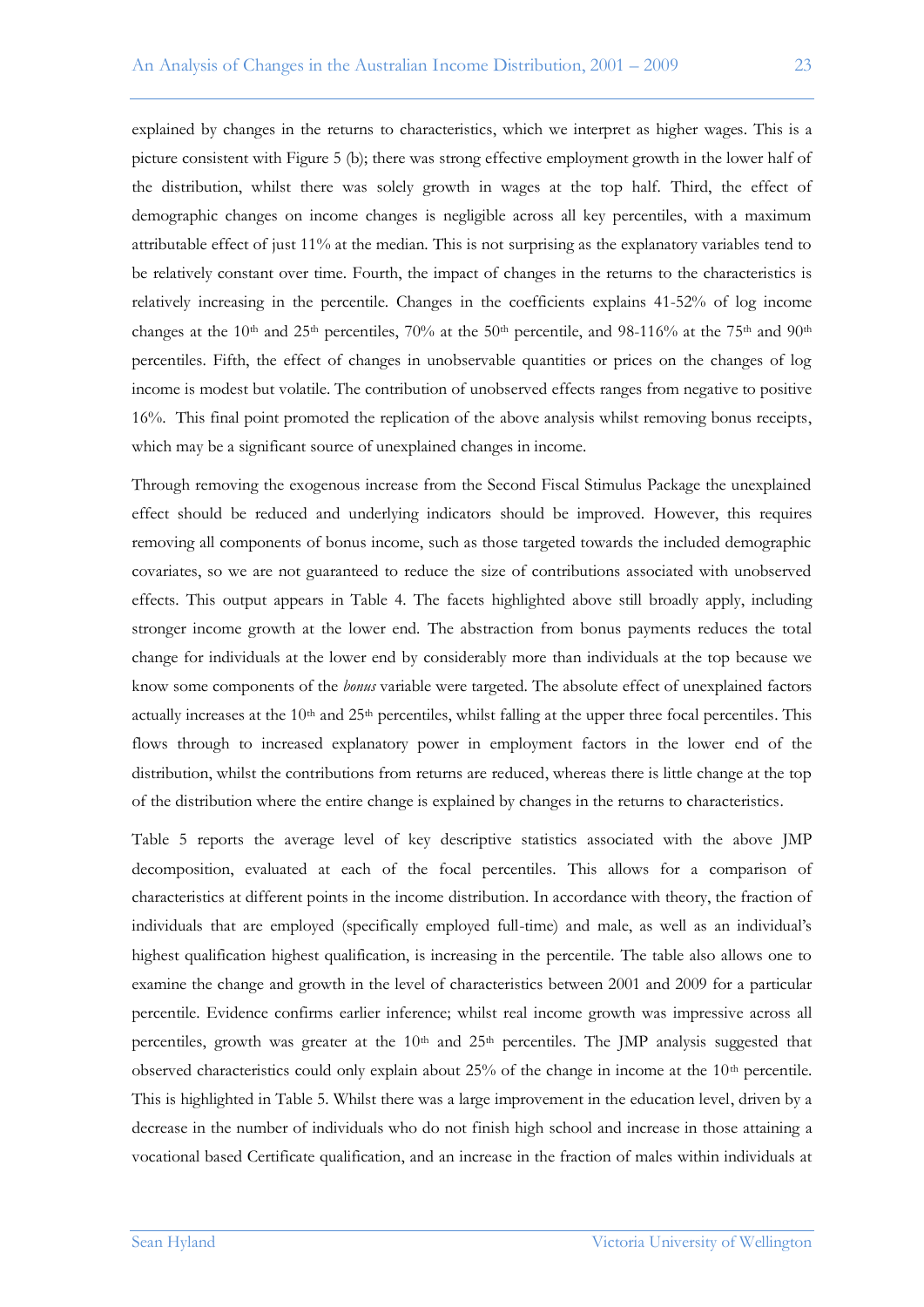explained by changes in the returns to characteristics, which we interpret as higher wages. This is a picture consistent with Figure 5 (b); there was strong effective employment growth in the lower half of the distribution, whilst there was solely growth in wages at the top half. Third, the effect of demographic changes on income changes is negligible across all key percentiles, with a maximum attributable effect of just 11% at the median. This is not surprising as the explanatory variables tend to be relatively constant over time. Fourth, the impact of changes in the returns to the characteristics is relatively increasing in the percentile. Changes in the coefficients explains 41-52% of log income changes at the 10th and 25th percentiles, 70% at the 50th percentile, and 98-116% at the 75th and 90th percentiles. Fifth, the effect of changes in unobservable quantities or prices on the changes of log income is modest but volatile. The contribution of unobserved effects ranges from negative to positive 16%. This final point promoted the replication of the above analysis whilst removing bonus receipts, which may be a significant source of unexplained changes in income.

Through removing the exogenous increase from the Second Fiscal Stimulus Package the unexplained effect should be reduced and underlying indicators should be improved. However, this requires removing all components of bonus income, such as those targeted towards the included demographic covariates, so we are not guaranteed to reduce the size of contributions associated with unobserved effects. This output appears in Table 4. The facets highlighted above still broadly apply, including stronger income growth at the lower end. The abstraction from bonus payments reduces the total change for individuals at the lower end by considerably more than individuals at the top because we know some components of the *bonus* variable were targeted. The absolute effect of unexplained factors actually increases at the 10th and 25th percentiles, whilst falling at the upper three focal percentiles. This flows through to increased explanatory power in employment factors in the lower end of the distribution, whilst the contributions from returns are reduced, whereas there is little change at the top of the distribution where the entire change is explained by changes in the returns to characteristics.

Table 5 reports the average level of key descriptive statistics associated with the above JMP decomposition, evaluated at each of the focal percentiles. This allows for a comparison of characteristics at different points in the income distribution. In accordance with theory, the fraction of individuals that are employed (specifically employed full-time) and male, as well as an individual's highest qualification highest qualification, is increasing in the percentile. The table also allows one to examine the change and growth in the level of characteristics between 2001 and 2009 for a particular percentile. Evidence confirms earlier inference; whilst real income growth was impressive across all percentiles, growth was greater at the 10th and 25th percentiles. The JMP analysis suggested that observed characteristics could only explain about 25% of the change in income at the 10th percentile. This is highlighted in Table 5. Whilst there was a large improvement in the education level, driven by a decrease in the number of individuals who do not finish high school and increase in those attaining a vocational based Certificate qualification, and an increase in the fraction of males within individuals at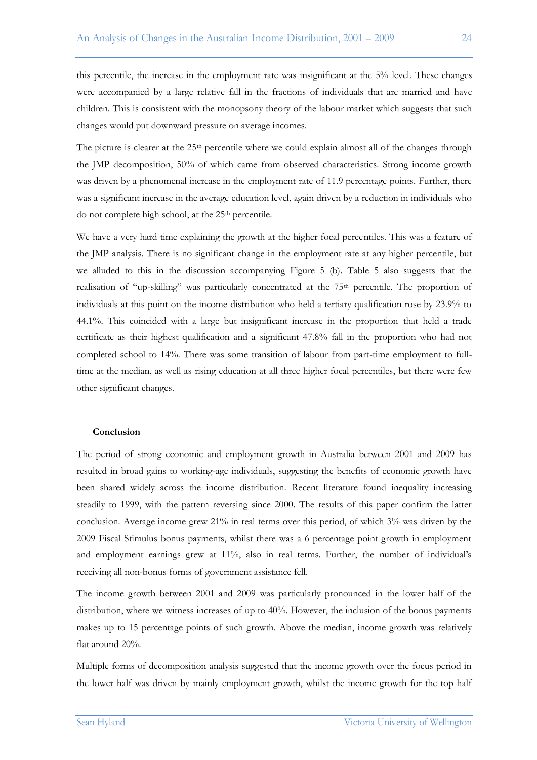this percentile, the increase in the employment rate was insignificant at the 5% level. These changes were accompanied by a large relative fall in the fractions of individuals that are married and have children. This is consistent with the monopsony theory of the labour market which suggests that such changes would put downward pressure on average incomes.

The picture is clearer at the 25th percentile where we could explain almost all of the changes through the JMP decomposition, 50% of which came from observed characteristics. Strong income growth was driven by a phenomenal increase in the employment rate of 11.9 percentage points. Further, there was a significant increase in the average education level, again driven by a reduction in individuals who do not complete high school, at the 25th percentile.

We have a very hard time explaining the growth at the higher focal percentiles. This was a feature of the JMP analysis. There is no significant change in the employment rate at any higher percentile, but we alluded to this in the discussion accompanying Figure 5 (b). Table 5 also suggests that the realisation of "up-skilling" was particularly concentrated at the 75th percentile. The proportion of individuals at this point on the income distribution who held a tertiary qualification rose by 23.9% to 44.1%. This coincided with a large but insignificant increase in the proportion that held a trade certificate as their highest qualification and a significant 47.8% fall in the proportion who had not completed school to 14%. There was some transition of labour from part-time employment to full-time at the median, as well as rising education at all three higher focal percentiles, but there were few other significant changes.

## Conclusion

The period of strong economic and employment growth in Australia between 2001 and 2009 has resulted in broad gains to working-age individuals, suggesting the benefits of economic growth have been shared widely across the income distribution. Recent literature found inequality increasing steadily to 1999, with the pattern reversing since 2000. The results of this paper confirm the latter conclusion. Average income grew 21% in real terms over this period, of which 3% was driven by the 2009 Fiscal Stimulus bonus payments, whilst there was a 6 percentage point growth in employment and employment earnings grew at 11%, also in real terms. Further, the number of individual's receiving all non-bonus forms of government assistance fell.

The income growth between 2001 and 2009 was particularly pronounced in the lower half of the distribution, where we witness increases of up to 40%. However, the inclusion of the bonus payments makes up to 15 percentage points of such growth. Above the median, income growth was relatively flat around 20%.

Multiple forms of decomposition analysis suggested that the income growth over the focus period in the lower half was driven by mainly employment growth, whilst the income growth for the top half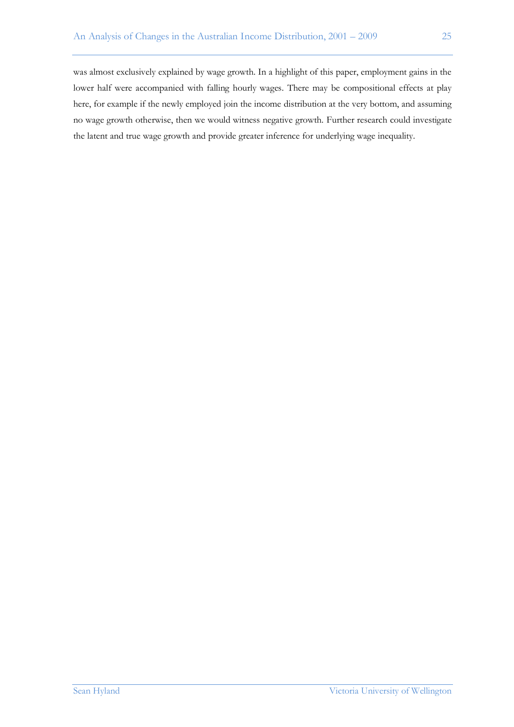was almost exclusively explained by wage growth. In a highlight of this paper, employment gains in the lower half were accompanied with falling hourly wages. There may be compositional effects at play here, for example if the newly employed join the income distribution at the very bottom, and assuming no wage growth otherwise, then we would witness negative growth. Further research could investigate the latent and true wage growth and provide greater inference for underlying wage inequality.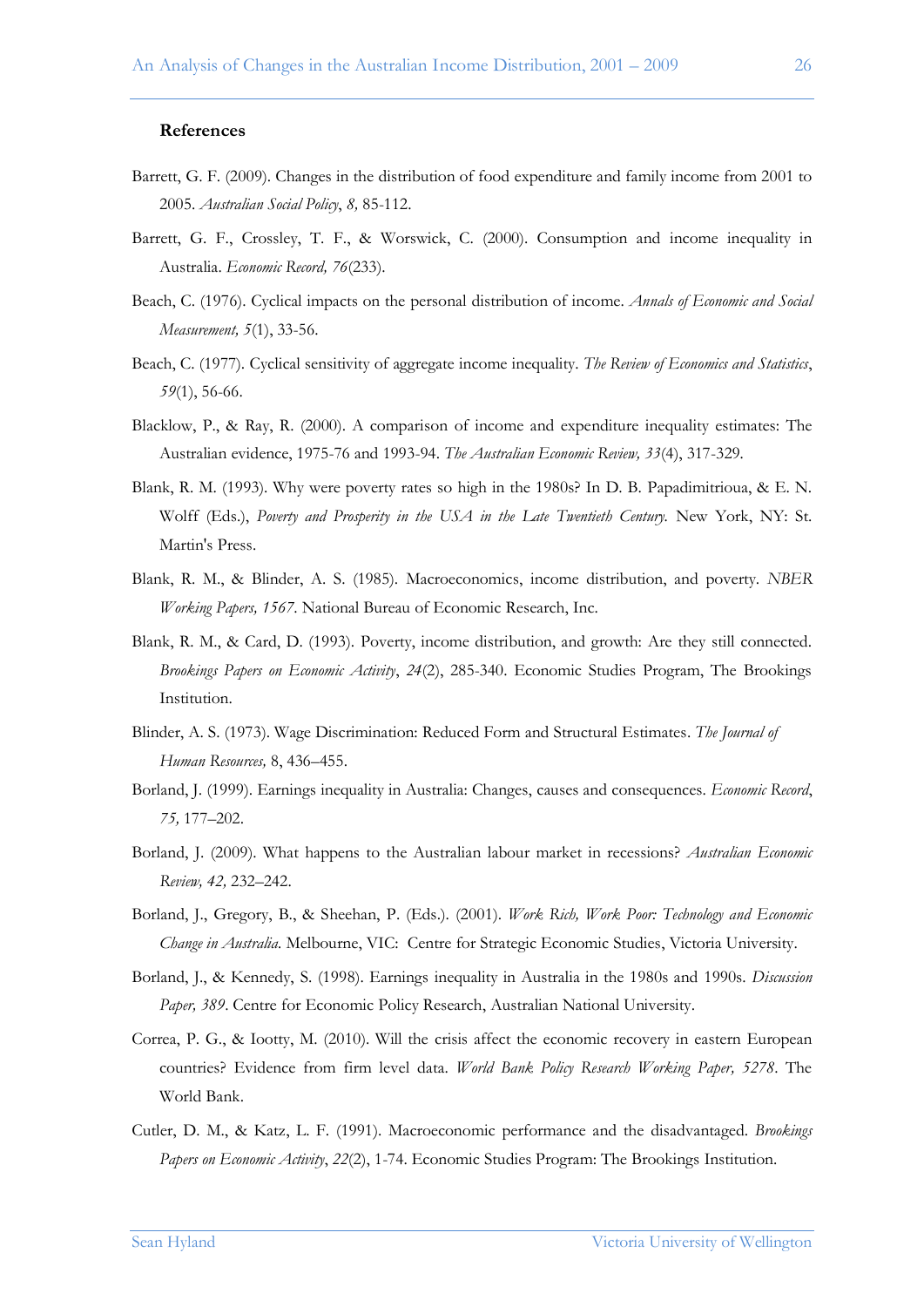**References**

Barrett, G. F. (2009). Changes in the distribution of food expenditure and family income from 2001 to 2005. *Australian Social Policy, 8,* 85-112.

Barrett, G. F., Crossley, T. F., & Worswick, C. (2000). Consumption and income inequality in Australia. *Economic Record, 76*(233).

Beach, C. (1976). Cyclical impacts on the personal distribution of income. *Annals of Economic and Social Measurement, 5*(1), 33-56.

Beach, C. (1977). Cyclical sensitivity of aggregate income inequality. *The Review of Economics and Statistics*, *59*(1), 56-66.

Blacklow, P., & Ray, R. (2000). A comparison of income and expenditure inequality estimates: The Australian evidence, 1975-76 and 1993-94. *The Australian Economic Review, 33*(4), 317-329.

Blank, R. M. (1993). Why were poverty rates so high in the 1980s? In D. B. Papadimitrioua, & E. N. Wolff (Eds.), *Poverty and Prosperity in the USA in the Late Twentieth Century.* New York, NY: St. Martin's Press.

Blank, R. M., & Blinder, A. S. (1985). Macroeconomics, income distribution, and poverty. *NBER Working Papers, 1567*. National Bureau of Economic Research, Inc.

Blank, R. M., & Card, D. (1993). Poverty, income distribution, and growth: Are they still connected. *Brookings Papers on Economic Activity*, *24*(2), 285-340. Economic Studies Program, The Brookings Institution.

Blinder, A. S. (1973). Wage Discrimination: Reduced Form and Structural Estimates. *The Journal of Human Resources,* 8, 436–455.

Borland, J. (1999). Earnings inequality in Australia: Changes, causes and consequences. *Economic Record*, *75,* 177–202.

Borland, J. (2009). What happens to the Australian labour market in recessions? *Australian Economic Review, 42,* 232–242.

Borland, J., Gregory, B., & Sheehan, P. (Eds.). (2001). *Work Rich, Work Poor: Technology and Economic Change in Australia.* Melbourne, VIC: Centre for Strategic Economic Studies, Victoria University.

Borland, J., & Kennedy, S. (1998). Earnings inequality in Australia in the 1980s and 1990s. *Discussion Paper, 389*. Centre for Economic Policy Research, Australian National University.

Correa, P. G., & Iootty, M. (2010). Will the crisis affect the economic recovery in eastern European countries? Evidence from firm level data. *World Bank Policy Research Working Paper, 5278*. The World Bank.

Cutler, D. M., & Katz, L. F. (1991). Macroeconomic performance and the disadvantaged. *Brookings Papers on Economic Activity*, *22*(2), 1-74. Economic Studies Program: The Brookings Institution.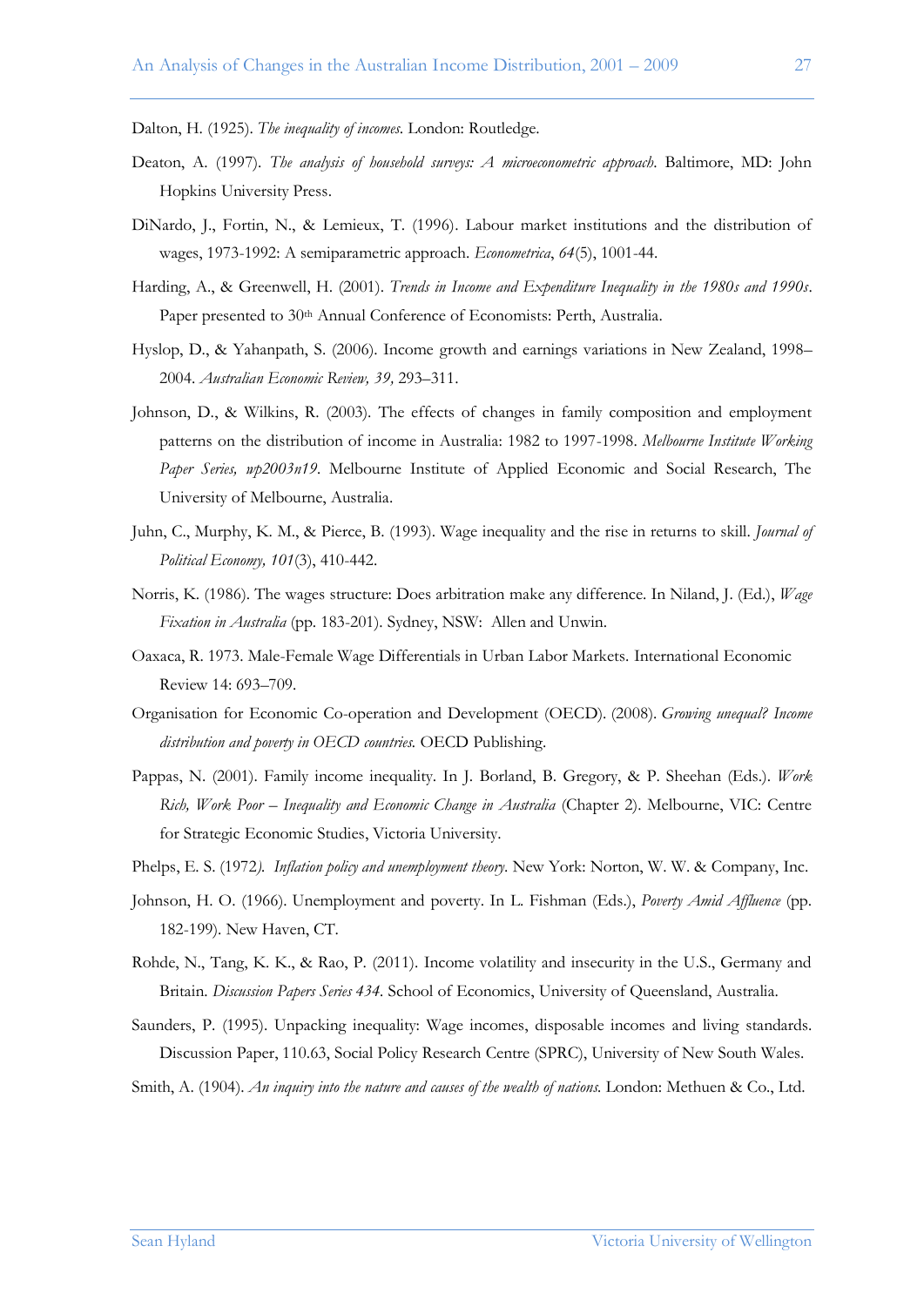Dalton, H. (1925). *The inequality of incomes*. London: Routledge.

Deaton, A. (1997). *The analysis of household surveys: A microeconometric approach*. Baltimore, MD: John Hopkins University Press.

DiNardo, J., Fortin, N., & Lemieux, T. (1996). Labour market institutions and the distribution of wages, 1973-1992: A semiparametric approach. *Econometrica*, *64*(5), 1001-44.

Harding, A., & Greenwell, H. (2001). *Trends in Income and Expenditure Inequality in the 1980s and 1990s*. Paper presented to 30th Annual Conference of Economists: Perth, Australia.

Hyslop, D., & Yahanpath, S. (2006). Income growth and earnings variations in New Zealand, 1998–2004. *Australian Economic Review, 39,* 293–311.

Johnson, D., & Wilkins, R. (2003). The effects of changes in family composition and employment patterns on the distribution of income in Australia: 1982 to 1997-1998. *Melbourne Institute Working Paper Series, wp2003n19*. Melbourne Institute of Applied Economic and Social Research, The University of Melbourne, Australia.

Juhn, C., Murphy, K. M., & Pierce, B. (1993). Wage inequality and the rise in returns to skill. *Journal of Political Economy, 101*(3), 410-442.

Norris, K. (1986). The wages structure: Does arbitration make any difference. In Niland, J. (Ed.), *Wage Fixation in Australia* (pp. 183-201). Sydney, NSW: Allen and Unwin.

Oaxaca, R. 1973. Male-Female Wage Differentials in Urban Labor Markets. International Economic Review 14: 693–709.

Organisation for Economic Co-operation and Development (OECD). (2008). *Growing unequal? Income distribution and poverty in OECD countries.* OECD Publishing.

Pappas, N. (2001). Family income inequality. In J. Borland, B. Gregory, & P. Sheehan (Eds.). *Work Rich, Work Poor – Inequality and Economic Change in Australia* (Chapter 2). Melbourne, VIC: Centre for Strategic Economic Studies, Victoria University.

Phelps, E. S. (1972). *Inflation policy and unemployment theory.* New York: Norton, W. W. & Company, Inc.

Johnson, H. O. (1966). Unemployment and poverty. In L. Fishman (Eds.), *Poverty Amid Affluence* (pp. 182-199). New Haven, CT.

Rohde, N., Tang, K. K., & Rao, P. (2011). Income volatility and insecurity in the U.S., Germany and Britain. *Discussion Papers Series 434.* School of Economics, University of Queensland, Australia.

Saunders, P. (1995). Unpacking inequality: Wage incomes, disposable incomes and living standards. Discussion Paper, 110.63, Social Policy Research Centre (SPRC), University of New South Wales.

Smith, A. (1904). *An inquiry into the nature and causes of the wealth of nations.* London: Methuen & Co., Ltd.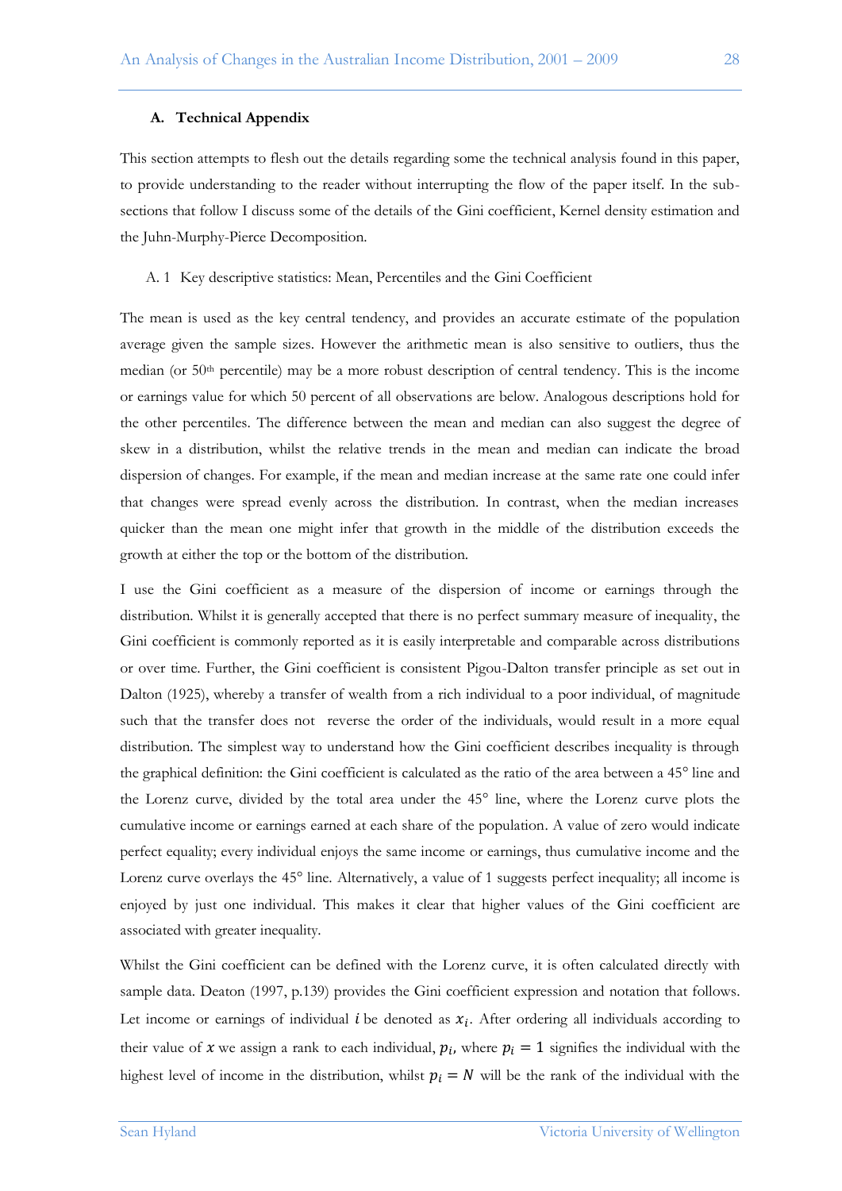## A. Technical Appendix

This section attempts to flesh out the details regarding some the technical analysis found in this paper, to provide understanding to the reader without interrupting the flow of the paper itself. In the sub-sections that follow I discuss some of the details of the Gini coefficient, Kernel density estimation and the Juhn-Murphy-Pierce Decomposition.

### A. 1 Key descriptive statistics: Mean, Percentiles and the Gini Coefficient

The mean is used as the key central tendency, and provides an accurate estimate of the population average given the sample sizes. However the arithmetic mean is also sensitive to outliers, thus the median (or 50th percentile) may be a more robust description of central tendency. This is the income or earnings value for which 50 percent of all observations are below. Analogous descriptions hold for the other percentiles. The difference between the mean and median can also suggest the degree of skew in a distribution, whilst the relative trends in the mean and median can indicate the broad dispersion of changes. For example, if the mean and median increase at the same rate one could infer that changes were spread evenly across the distribution. In contrast, when the median increases quicker than the mean one might infer that growth in the middle of the distribution exceeds the growth at either the top or the bottom of the distribution.

I use the Gini coefficient as a measure of the dispersion of income or earnings through the distribution. Whilst it is generally accepted that there is no perfect summary measure of inequality, the Gini coefficient is commonly reported as it is easily interpretable and comparable across distributions or over time. Further, the Gini coefficient is consistent Pigou-Dalton transfer principle as set out in Dalton (1925), whereby a transfer of wealth from a rich individual to a poor individual, of magnitude such that the transfer does not reverse the order of the individuals, would result in a more equal distribution. The simplest way to understand how the Gini coefficient describes inequality is through the graphical definition: the Gini coefficient is calculated as the ratio of the area between a 45° line and the Lorenz curve, divided by the total area under the 45° line, where the Lorenz curve plots the cumulative income or earnings earned at each share of the population. A value of zero would indicate perfect equality; every individual enjoys the same income or earnings, thus cumulative income and the Lorenz curve overlays the 45° line. Alternatively, a value of 1 suggests perfect inequality; all income is enjoyed by just one individual. This makes it clear that higher values of the Gini coefficient are associated with greater inequality.

Whilst the Gini coefficient can be defined with the Lorenz curve, it is often calculated directly with sample data. Deaton (1997, p.139) provides the Gini coefficient expression and notation that follows. Let income or earnings of individual $i$ be denoted as $x_i$. After ordering all individuals according to their value of $x$ we assign a rank to each individual, $p_i$, where $p_i = 1$ signifies the individual with the highest level of income in the distribution, whilst $p_i = N$ will be the rank of the individual with the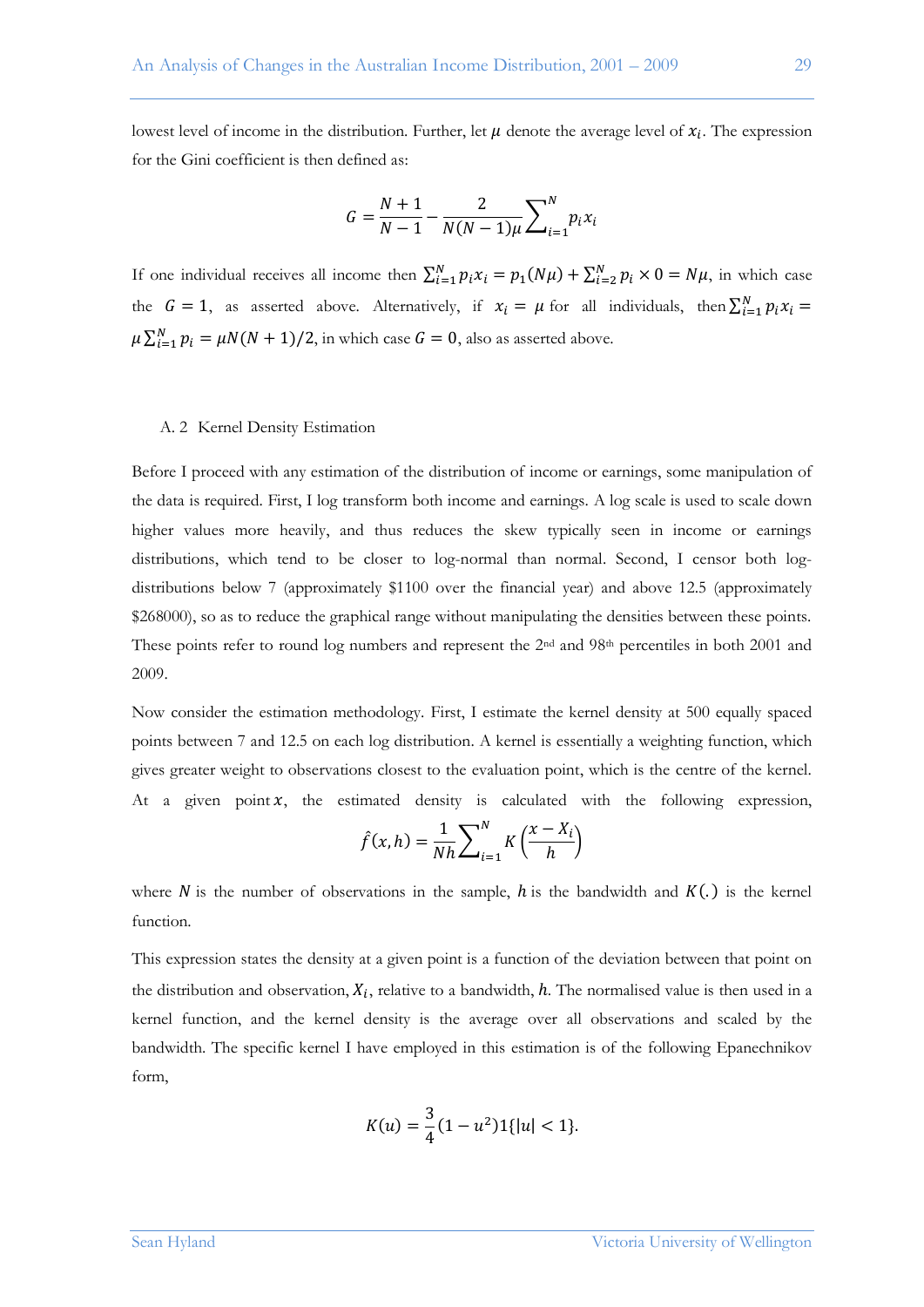lowest level of income in the distribution. Further, let $\mu$ denote the average level of $x_i$. The expression for the Gini coefficient is then defined as:

$$G = \frac{N+1}{N-1} - \frac{2}{N(N-1)\mu}\sum\nolimits_{i=1}^{N} p_i x_i$$

If one individual receives all income then $\sum_{i=1}^{N} p_i x_i = p_1(N\mu) + \sum_{i=2}^{N} p_i \times 0 = N\mu$, in which case the $G = 1$, as asserted above. Alternatively, if $x_i = \mu$ for all individuals, then $\sum_{i=1}^{N} p_i x_i = \mu \sum_{i=1}^{N} p_i = \mu N(N+1)/2$, in which case $G = 0$, also as asserted above.

## A. 2 Kernel Density Estimation

Before I proceed with any estimation of the distribution of income or earnings, some manipulation of the data is required. First, I log transform both income and earnings. A log scale is used to scale down higher values more heavily, and thus reduces the skew typically seen in income or earnings distributions, which tend to be closer to log-normal than normal. Second, I censor both log-distributions below 7 (approximately \$1100 over the financial year) and above 12.5 (approximately \$268000), so as to reduce the graphical range without manipulating the densities between these points. These points refer to round log numbers and represent the 2nd and 98th percentiles in both 2001 and 2009.

Now consider the estimation methodology. First, I estimate the kernel density at 500 equally spaced points between 7 and 12.5 on each log distribution. A kernel is essentially a weighting function, which gives greater weight to observations closest to the evaluation point, which is the centre of the kernel. At a given point $x$, the estimated density is calculated with the following expression,

$$\hat{f}(x,h) = \frac{1}{Nh}\sum\nolimits_{i=1}^{N} K\left(\frac{x - X_i}{h}\right)$$

where $N$ is the number of observations in the sample, $h$ is the bandwidth and $K(.)$ is the kernel function.

This expression states the density at a given point is a function of the deviation between that point on the distribution and observation, $X_i$, relative to a bandwidth, $h$. The normalised value is then used in a kernel function, and the kernel density is the average over all observations and scaled by the bandwidth. The specific kernel I have employed in this estimation is of the following Epanechnikov form,

$$K(u) = \frac{3}{4}(1 - u^2)1\{|u| < 1\}.$$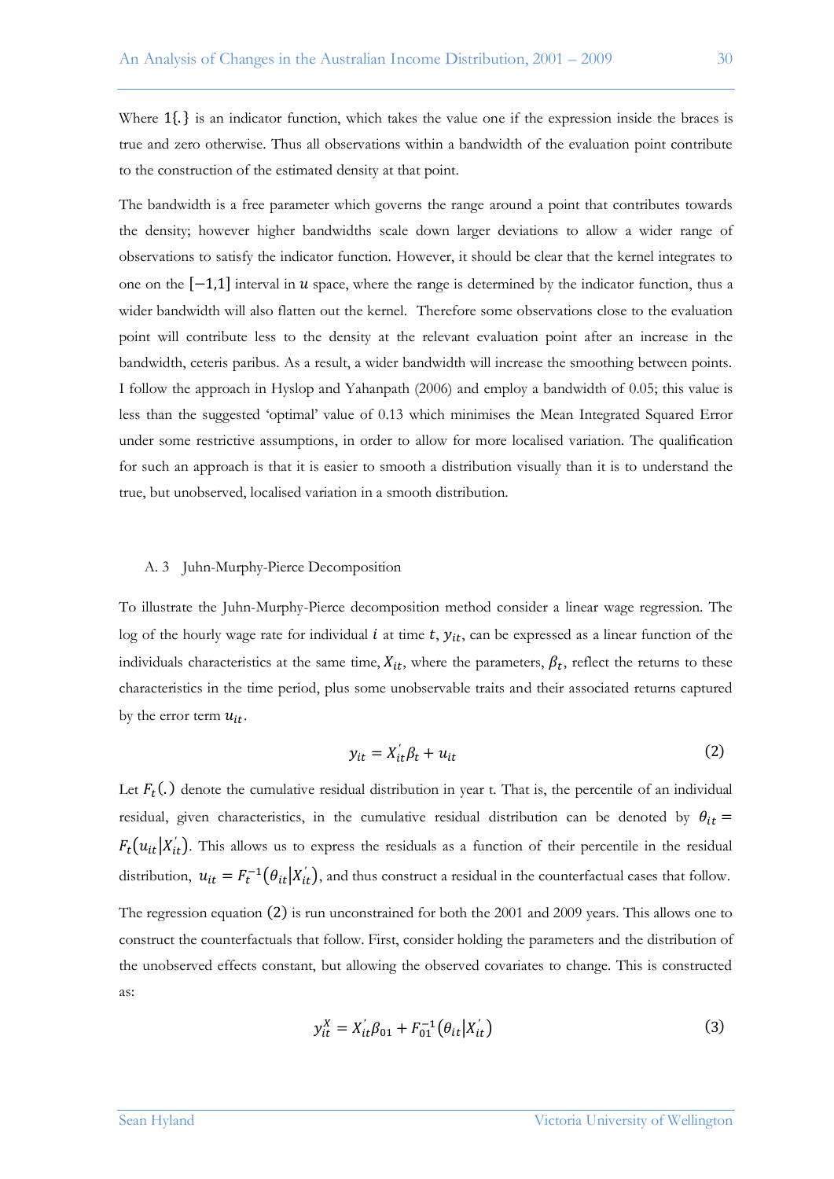Where $1\{.\}$ is an indicator function, which takes the value one if the expression inside the braces is true and zero otherwise. Thus all observations within a bandwidth of the evaluation point contribute to the construction of the estimated density at that point.

The bandwidth is a free parameter which governs the range around a point that contributes towards the density; however higher bandwidths scale down larger deviations to allow a wider range of observations to satisfy the indicator function. However, it should be clear that the kernel integrates to one on the $[-1,1]$ interval in $u$ space, where the range is determined by the indicator function, thus a wider bandwidth will also flatten out the kernel. Therefore some observations close to the evaluation point will contribute less to the density at the relevant evaluation point after an increase in the bandwidth, ceteris paribus. As a result, a wider bandwidth will increase the smoothing between points. I follow the approach in Hyslop and Yahanpath (2006) and employ a bandwidth of 0.05; this value is less than the suggested 'optimal' value of 0.13 which minimises the Mean Integrated Squared Error under some restrictive assumptions, in order to allow for more localised variation. The qualification for such an approach is that it is easier to smooth a distribution visually than it is to understand the true, but unobserved, localised variation in a smooth distribution.

### A. 3 Juhn-Murphy-Pierce Decomposition

To illustrate the Juhn-Murphy-Pierce decomposition method consider a linear wage regression. The log of the hourly wage rate for individual $i$ at time $t$, $y_{it}$, can be expressed as a linear function of the individuals characteristics at the same time, $X_{it}$, where the parameters, $\beta_t$, reflect the returns to these characteristics in the time period, plus some unobservable traits and their associated returns captured by the error term $u_{it}$.

$$y_{it} = X_{it}^{'}\beta_t + u_{it} \tag{2}$$

Let $F_t(.)$ denote the cumulative residual distribution in year t. That is, the percentile of an individual residual, given characteristics, in the cumulative residual distribution can be denoted by $\theta_{it} = F_t(u_{it}|X_{it}^{'})$. This allows us to express the residuals as a function of their percentile in the residual distribution, $u_{it} = F_t^{-1}(\theta_{it}|X_{it}^{'})$, and thus construct a residual in the counterfactual cases that follow.

The regression equation $(2)$ is run unconstrained for both the 2001 and 2009 years. This allows one to construct the counterfactuals that follow. First, consider holding the parameters and the distribution of the unobserved effects constant, but allowing the observed covariates to change. This is constructed as:

$$y_{it}^{X} = X_{it}^{'}\beta_{01} + F_{01}^{-1}(\theta_{it}|X_{it}^{'}) \tag{3}$$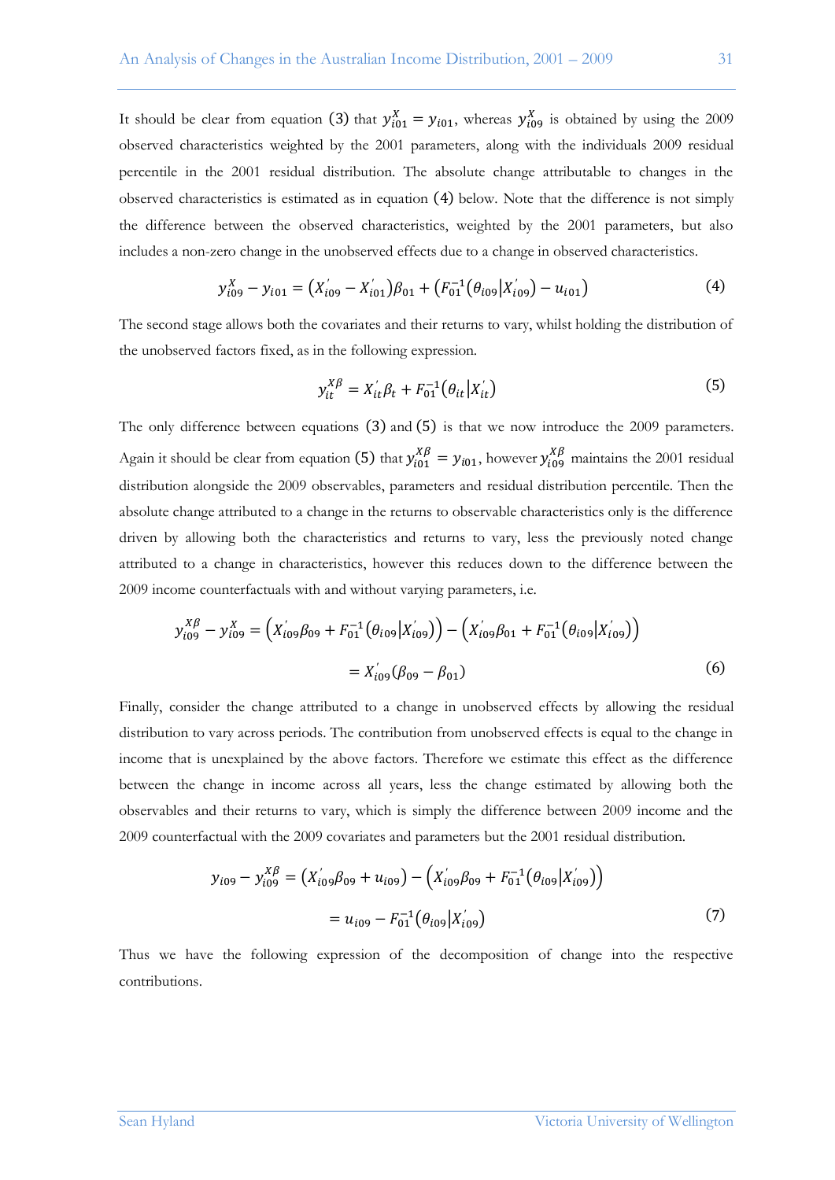It should be clear from equation (3) that $y_{i01}^{X} = y_{i01}$, whereas $y_{i09}^{X}$ is obtained by using the 2009 observed characteristics weighted by the 2001 parameters, along with the individuals 2009 residual percentile in the 2001 residual distribution. The absolute change attributable to changes in the observed characteristics is estimated as in equation (4) below. Note that the difference is not simply the difference between the observed characteristics, weighted by the 2001 parameters, but also includes a non-zero change in the unobserved effects due to a change in observed characteristics.

$$y_{i09}^{X} - y_{i01} = \left(X_{i09}^{'} - X_{i01}^{'}\right)\beta_{01} + \left(F_{01}^{-1}\left(\theta_{i09} \middle| X_{i09}^{'}\right) - u_{i01}\right) \tag{4}$$

The second stage allows both the covariates and their returns to vary, whilst holding the distribution of the unobserved factors fixed, as in the following expression.

$$y_{it}^{X\beta} = X_{it}^{'}\beta_{t} + F_{01}^{-1}\left(\theta_{it} \middle| X_{it}^{'}\right) \tag{5}$$

The only difference between equations (3) and (5) is that we now introduce the 2009 parameters. Again it should be clear from equation (5) that $y_{i01}^{X\beta} = y_{i01}$, however $y_{i09}^{X\beta}$ maintains the 2001 residual distribution alongside the 2009 observables, parameters and residual distribution percentile. Then the absolute change attributed to a change in the returns to observable characteristics only is the difference driven by allowing both the characteristics and returns to vary, less the previously noted change attributed to a change in characteristics, however this reduces down to the difference between the 2009 income counterfactuals with and without varying parameters, i.e.

$$\begin{aligned} y_{i09}^{X\beta} - y_{i09}^{X} &= \left(X_{i09}^{'}\beta_{09} + F_{01}^{-1}\left(\theta_{i09} \middle| X_{i09}^{'}\right)\right) - \left(X_{i09}^{'}\beta_{01} + F_{01}^{-1}\left(\theta_{i09} \middle| X_{i09}^{'}\right)\right) \\ &= X_{i09}^{'}\left(\beta_{09} - \beta_{01}\right) \end{aligned} \tag{6}$$

Finally, consider the change attributed to a change in unobserved effects by allowing the residual distribution to vary across periods. The contribution from unobserved effects is equal to the change in income that is unexplained by the above factors. Therefore we estimate this effect as the difference between the change in income across all years, less the change estimated by allowing both the observables and their returns to vary, which is simply the difference between 2009 income and the 2009 counterfactual with the 2009 covariates and parameters but the 2001 residual distribution.

$$\begin{aligned} y_{i09} - y_{i09}^{X\beta} &= \left(X_{i09}^{'}\beta_{09} + u_{i09}\right) - \left(X_{i09}^{'}\beta_{09} + F_{01}^{-1}\left(\theta_{i09} \middle| X_{i09}^{'}\right)\right) \\ &= u_{i09} - F_{01}^{-1}\left(\theta_{i09} \middle| X_{i09}^{'}\right) \end{aligned} \tag{7}$$

Thus we have the following expression of the decomposition of change into the respective contributions.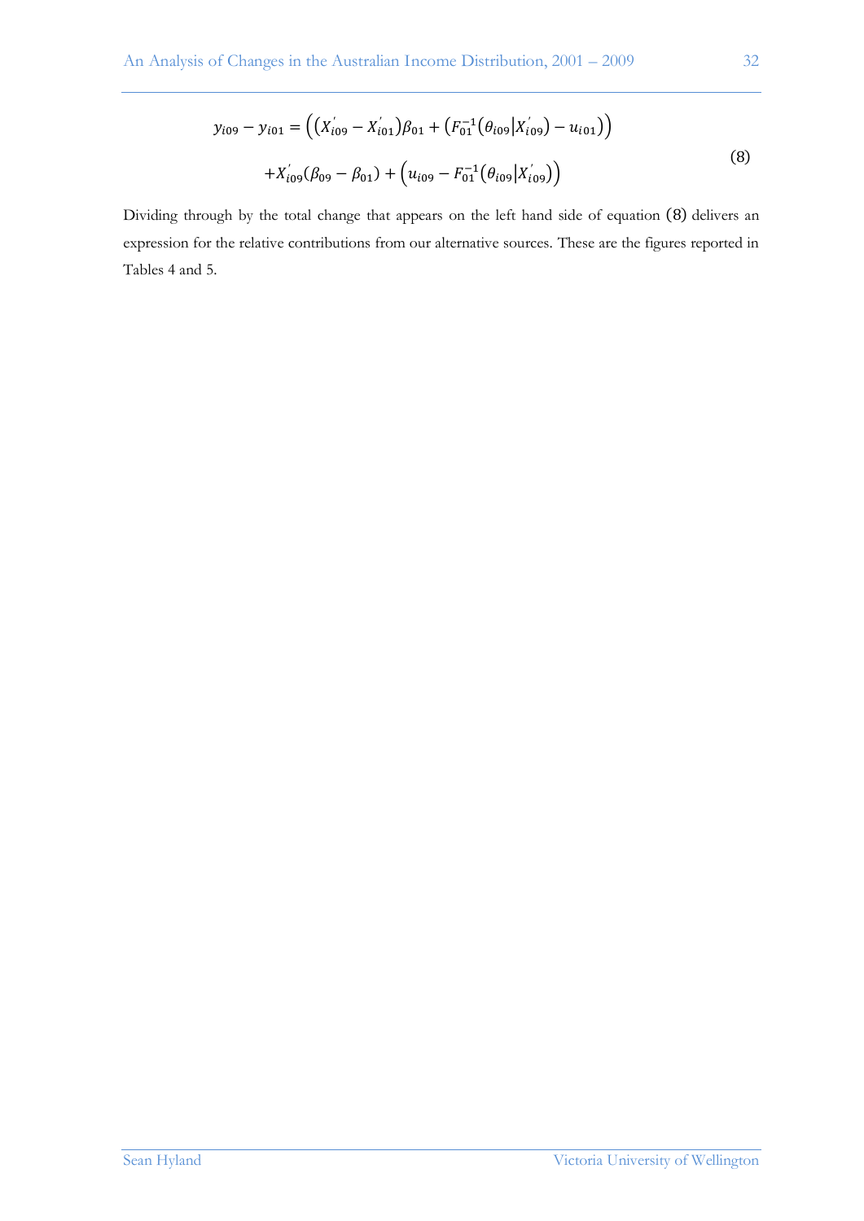$$
\begin{aligned}
y_{i09} - y_{i01} = &\left( \left( X_{i09}^{'} - X_{i01}^{'} \right) \beta_{01} + \left( F_{01}^{-1} \left( \theta_{i09} \middle| X_{i09}^{'} \right) - u_{i01} \right) \right) \\
&+ X_{i09}^{'} \left( \beta_{09} - \beta_{01} \right) + \left( u_{i09} - F_{01}^{-1} \left( \theta_{i09} \middle| X_{i09}^{'} \right) \right)
\end{aligned} \tag{8}
$$

Dividing through by the total change that appears on the left hand side of equation (8) delivers an expression for the relative contributions from our alternative sources. These are the figures reported in Tables 4 and 5.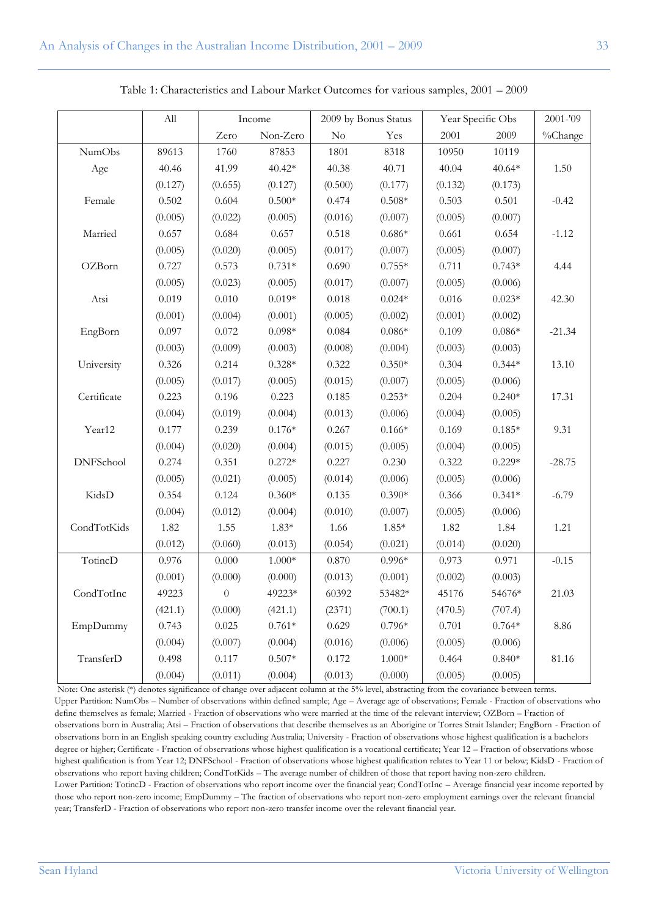Table 1: Characteristics and Labour Market Outcomes for various samples, 2001 – 2009

| | All | Income | | 2009 by Bonus Status | | Year Specific Obs | | 2001-'09 |
|---|---|---|---|---|---|---|---|---|
| | | Zero | Non-Zero | No | Yes | 2001 | 2009 | %Change |
| NumObs | 89613 | 1760 | 87853 | 1801 | 8318 | 10950 | 10119 | |
| Age | 40.46 | 41.99 | 40.42* | 40.38 | 40.71 | 40.04 | 40.64* | 1.50 |
| | (0.127) | (0.655) | (0.127) | (0.500) | (0.177) | (0.132) | (0.173) | |
| Female | 0.502 | 0.604 | 0.500* | 0.474 | 0.508* | 0.503 | 0.501 | -0.42 |
| | (0.005) | (0.022) | (0.005) | (0.016) | (0.007) | (0.005) | (0.007) | |
| Married | 0.657 | 0.684 | 0.657 | 0.518 | 0.686* | 0.661 | 0.654 | -1.12 |
| | (0.005) | (0.020) | (0.005) | (0.017) | (0.007) | (0.005) | (0.007) | |
| OZBorn | 0.727 | 0.573 | 0.731* | 0.690 | 0.755* | 0.711 | 0.743* | 4.44 |
| | (0.005) | (0.023) | (0.005) | (0.017) | (0.007) | (0.005) | (0.006) | |
| Atsi | 0.019 | 0.010 | 0.019* | 0.018 | 0.024* | 0.016 | 0.023* | 42.30 |
| | (0.001) | (0.004) | (0.001) | (0.005) | (0.002) | (0.001) | (0.002) | |
| EngBorn | 0.097 | 0.072 | 0.098* | 0.084 | 0.086* | 0.109 | 0.086* | -21.34 |
| | (0.003) | (0.009) | (0.003) | (0.008) | (0.004) | (0.003) | (0.003) | |
| University | 0.326 | 0.214 | 0.328* | 0.322 | 0.350* | 0.304 | 0.344* | 13.10 |
| | (0.005) | (0.017) | (0.005) | (0.015) | (0.007) | (0.005) | (0.006) | |
| Certificate | 0.223 | 0.196 | 0.223 | 0.185 | 0.253* | 0.204 | 0.240* | 17.31 |
| | (0.004) | (0.019) | (0.004) | (0.013) | (0.006) | (0.004) | (0.005) | |
| Year12 | 0.177 | 0.239 | 0.176* | 0.267 | 0.166* | 0.169 | 0.185* | 9.31 |
| | (0.004) | (0.020) | (0.004) | (0.015) | (0.005) | (0.004) | (0.005) | |
| DNFSchool | 0.274 | 0.351 | 0.272* | 0.227 | 0.230 | 0.322 | 0.229* | -28.75 |
| | (0.005) | (0.021) | (0.005) | (0.014) | (0.006) | (0.005) | (0.006) | |
| KidsD | 0.354 | 0.124 | 0.360* | 0.135 | 0.390* | 0.366 | 0.341* | -6.79 |
| | (0.004) | (0.012) | (0.004) | (0.010) | (0.007) | (0.005) | (0.006) | |
| CondTotKids | 1.82 | 1.55 | 1.83* | 1.66 | 1.85* | 1.82 | 1.84 | 1.21 |
| | (0.012) | (0.060) | (0.013) | (0.054) | (0.021) | (0.014) | (0.020) | |
| TotincD | 0.976 | 0.000 | 1.000* | 0.870 | 0.996* | 0.973 | 0.971 | -0.15 |
| | (0.001) | (0.000) | (0.000) | (0.013) | (0.001) | (0.002) | (0.003) | |
| CondTotInc | 49223 | 0 | 49223* | 60392 | 53482* | 45176 | 54676* | 21.03 |
| | (421.1) | (0.000) | (421.1) | (2371) | (700.1) | (470.5) | (707.4) | |
| EmpDummy | 0.743 | 0.025 | 0.761* | 0.629 | 0.796* | 0.701 | 0.764* | 8.86 |
| | (0.004) | (0.007) | (0.004) | (0.016) | (0.006) | (0.005) | (0.006) | |
| TransferD | 0.498 | 0.117 | 0.507* | 0.172 | 1.000* | 0.464 | 0.840* | 81.16 |
| | (0.004) | (0.011) | (0.004) | (0.013) | (0.000) | (0.005) | (0.005) | |

Note: One asterisk (*) denotes significance of change over adjacent column at the 5% level, abstracting from the covariance between terms.
Upper Partition: NumObs – Number of observations within defined sample; Age – Average age of observations; Female - Fraction of observations who define themselves as female; Married - Fraction of observations who were married at the time of the relevant interview; OZBorn – Fraction of observations born in Australia; Atsi – Fraction of observations that describe themselves as an Aborigine or Torres Strait Islander; EngBorn - Fraction of observations born in an English speaking country excluding Australia; University - Fraction of observations whose highest qualification is a bachelors degree or higher; Certificate - Fraction of observations whose highest qualification is a vocational certificate; Year 12 – Fraction of observations whose highest qualification is from Year 12; DNFSchool - Fraction of observations whose highest qualification relates to Year 11 or below; KidsD - Fraction of observations who report having children; CondTotKids – The average number of children of those that report having non-zero children.
Lower Partition: TotincD - Fraction of observations who report income over the financial year; CondTotInc – Average financial year income reported by those who report non-zero income; EmpDummy – The fraction of observations who report non-zero employment earnings over the relevant financial year; TransferD - Fraction of observations who report non-zero transfer income over the relevant financial year.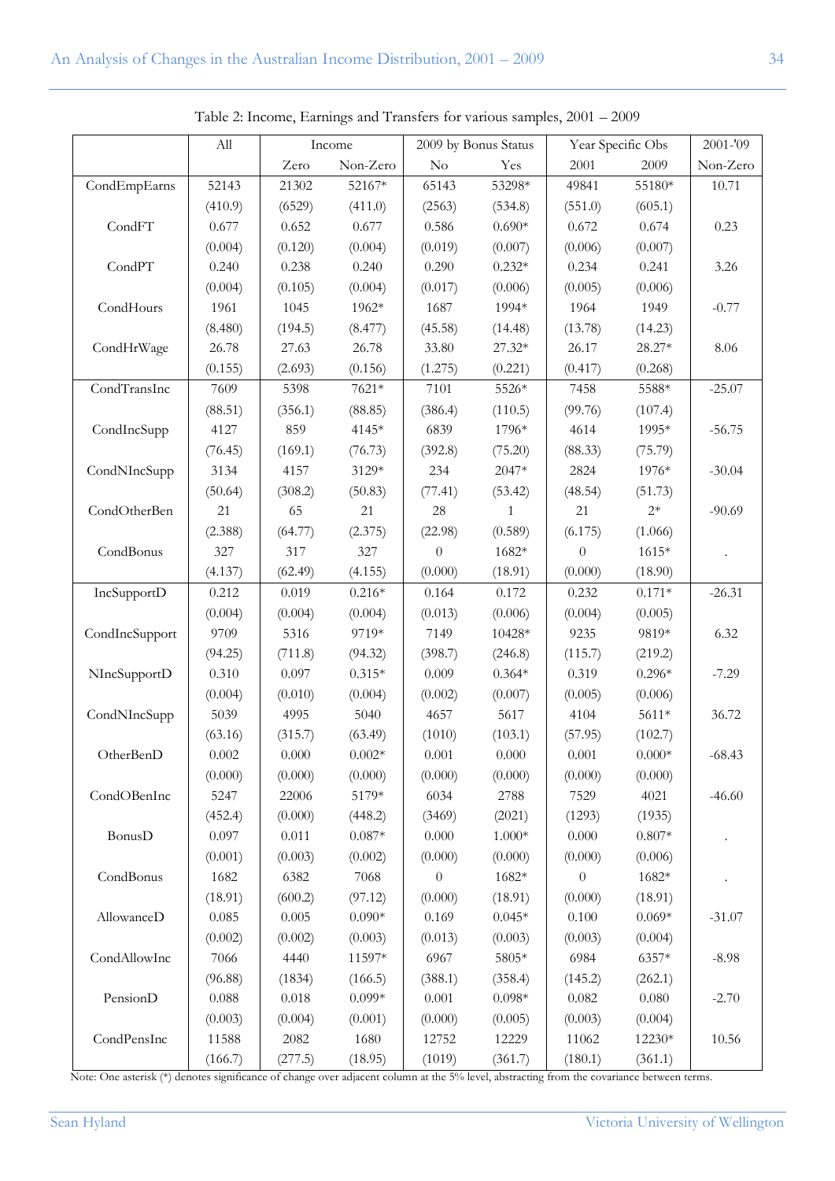Table 2: Income, Earnings and Transfers for various samples, 2001 – 2009

| | All | Income | | 2009 by Bonus Status | | Year Specific Obs | | 2001-'09 |
|---|---|---|---|---|---|---|---|---|
| | | Zero | Non-Zero | No | Yes | 2001 | 2009 | Non-Zero |
| CondEmpEarns | 52143 | 21302 | 52167* | 65143 | 53298* | 49841 | 55180* | 10.71 |
| | (410.9) | (6529) | (411.0) | (2563) | (534.8) | (551.0) | (605.1) | |
| CondFT | 0.677 | 0.652 | 0.677 | 0.586 | 0.690* | 0.672 | 0.674 | 0.23 |
| | (0.004) | (0.120) | (0.004) | (0.019) | (0.007) | (0.006) | (0.007) | |
| CondPT | 0.240 | 0.238 | 0.240 | 0.290 | 0.232* | 0.234 | 0.241 | 3.26 |
| | (0.004) | (0.105) | (0.004) | (0.017) | (0.006) | (0.005) | (0.006) | |
| CondHours | 1961 | 1045 | 1962* | 1687 | 1994* | 1964 | 1949 | -0.77 |
| | (8.480) | (194.5) | (8.477) | (45.58) | (14.48) | (13.78) | (14.23) | |
| CondHrWage | 26.78 | 27.63 | 26.78 | 33.80 | 27.32* | 26.17 | 28.27* | 8.06 |
| | (0.155) | (2.693) | (0.156) | (1.275) | (0.221) | (0.417) | (0.268) | |
| CondTransInc | 7609 | 5398 | 7621* | 7101 | 5526* | 7458 | 5588* | -25.07 |
| | (88.51) | (356.1) | (88.85) | (386.4) | (110.5) | (99.76) | (107.4) | |
| CondIncSupp | 4127 | 859 | 4145* | 6839 | 1796* | 4614 | 1995* | -56.75 |
| | (76.45) | (169.1) | (76.73) | (392.8) | (75.20) | (88.33) | (75.79) | |
| CondNIncSupp | 3134 | 4157 | 3129* | 234 | 2047* | 2824 | 1976* | -30.04 |
| | (50.64) | (308.2) | (50.83) | (77.41) | (53.42) | (48.54) | (51.73) | |
| CondOtherBen | 21 | 65 | 21 | 28 | 1 | 21 | 2* | -90.69 |
| | (2.388) | (64.77) | (2.375) | (22.98) | (0.589) | (6.175) | (1.066) | |
| CondBonus | 327 | 317 | 327 | 0 | 1682* | 0 | 1615* | . |
| | (4.137) | (62.49) | (4.155) | (0.000) | (18.91) | (0.000) | (18.90) | |
| IncSupportD | 0.212 | 0.019 | 0.216* | 0.164 | 0.172 | 0.232 | 0.171* | -26.31 |
| | (0.004) | (0.004) | (0.004) | (0.013) | (0.006) | (0.004) | (0.005) | |
| CondIncSupport | 9709 | 5316 | 9719* | 7149 | 10428* | 9235 | 9819* | 6.32 |
| | (94.25) | (711.8) | (94.32) | (398.7) | (246.8) | (115.7) | (219.2) | |
| NIncSupportD | 0.310 | 0.097 | 0.315* | 0.009 | 0.364* | 0.319 | 0.296* | -7.29 |
| | (0.004) | (0.010) | (0.004) | (0.002) | (0.007) | (0.005) | (0.006) | |
| CondNIncSupp | 5039 | 4995 | 5040 | 4657 | 5617 | 4104 | 5611* | 36.72 |
| | (63.16) | (315.7) | (63.49) | (1010) | (103.1) | (57.95) | (102.7) | |
| OtherBenD | 0.002 | 0.000 | 0.002* | 0.001 | 0.000 | 0.001 | 0.000* | -68.43 |
| | (0.000) | (0.000) | (0.000) | (0.000) | (0.000) | (0.000) | (0.000) | |
| CondOBenInc | 5247 | 22006 | 5179* | 6034 | 2788 | 7529 | 4021 | -46.60 |
| | (452.4) | (0.000) | (448.2) | (3469) | (2021) | (1293) | (1935) | |
| BonusD | 0.097 | 0.011 | 0.087* | 0.000 | 1.000* | 0.000 | 0.807* | . |
| | (0.001) | (0.003) | (0.002) | (0.000) | (0.000) | (0.000) | (0.006) | |
| CondBonus | 1682 | 6382 | 7068 | 0 | 1682* | 0 | 1682* | . |
| | (18.91) | (600.2) | (97.12) | (0.000) | (18.91) | (0.000) | (18.91) | |
| AllowanceD | 0.085 | 0.005 | 0.090* | 0.169 | 0.045* | 0.100 | 0.069* | -31.07 |
| | (0.002) | (0.002) | (0.003) | (0.013) | (0.003) | (0.003) | (0.004) | |
| CondAllowInc | 7066 | 4440 | 11597* | 6967 | 5805* | 6984 | 6357* | -8.98 |
| | (96.88) | (1834) | (166.5) | (388.1) | (358.4) | (145.2) | (262.1) | |
| PensionD | 0.088 | 0.018 | 0.099* | 0.001 | 0.098* | 0.082 | 0.080 | -2.70 |
| | (0.003) | (0.004) | (0.001) | (0.000) | (0.005) | (0.003) | (0.004) | |
| CondPensInc | 11588 | 2082 | 1680 | 12752 | 12229 | 11062 | 12230* | 10.56 |
| | (166.7) | (277.5) | (18.95) | (1019) | (361.7) | (180.1) | (361.1) | |

Note: One asterisk (*) denotes significance of change over adjacent column at the 5% level, abstracting from the covariance between terms.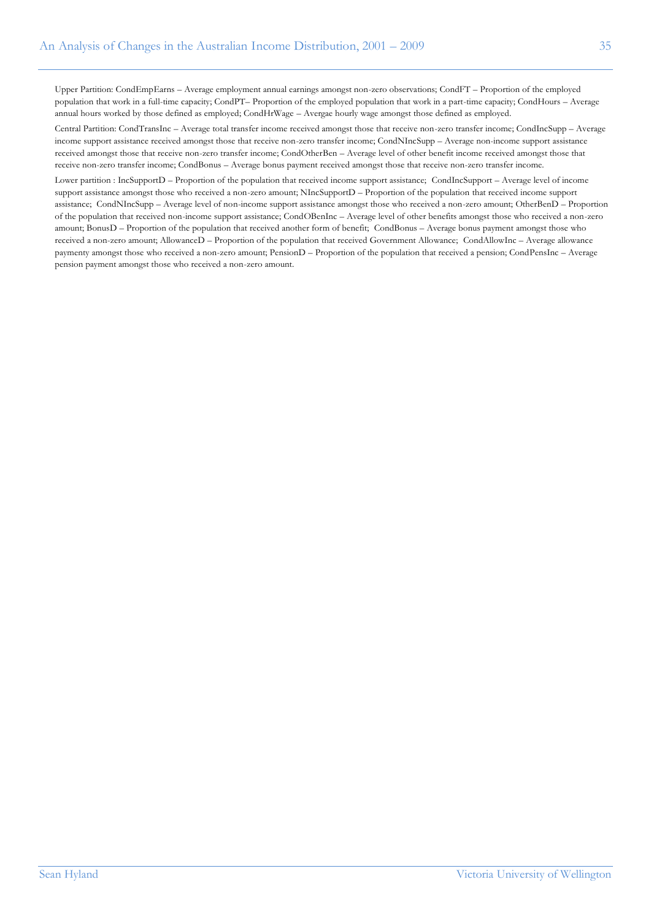Upper Partition: CondEmpEarns – Average employment annual earnings amongst non-zero observations; CondFT – Proportion of the employed population that work in a full-time capacity; CondPT– Proportion of the employed population that work in a part-time capacity; CondHours – Average annual hours worked by those defined as employed; CondHrWage – Avergae hourly wage amongst those defined as employed.

Central Partition: CondTransInc – Average total transfer income received amongst those that receive non-zero transfer income; CondIncSupp – Average income support assistance received amongst those that receive non-zero transfer income; CondNIncSupp – Average non-income support assistance received amongst those that receive non-zero transfer income; CondOtherBen – Average level of other benefit income received amongst those that receive non-zero transfer income; CondBonus – Average bonus payment received amongst those that receive non-zero transfer income.

Lower partition : IncSupportD – Proportion of the population that received income support assistance; CondIncSupport – Average level of income support assistance amongst those who received a non-zero amount; NIncSupportD – Proportion of the population that received income support assistance; CondNIncSupp – Average level of non-income support assistance amongst those who received a non-zero amount; OtherBenD – Proportion of the population that received non-income support assistance; CondOBenInc – Average level of other benefits amongst those who received a non-zero amount; BonusD – Proportion of the population that received another form of benefit; CondBonus – Average bonus payment amongst those who received a non-zero amount; AllowanceD – Proportion of the population that received Government Allowance; CondAllowInc – Average allowance paymenty amongst those who received a non-zero amount; PensionD – Proportion of the population that received a pension; CondPensInc – Average pension payment amongst those who received a non-zero amount.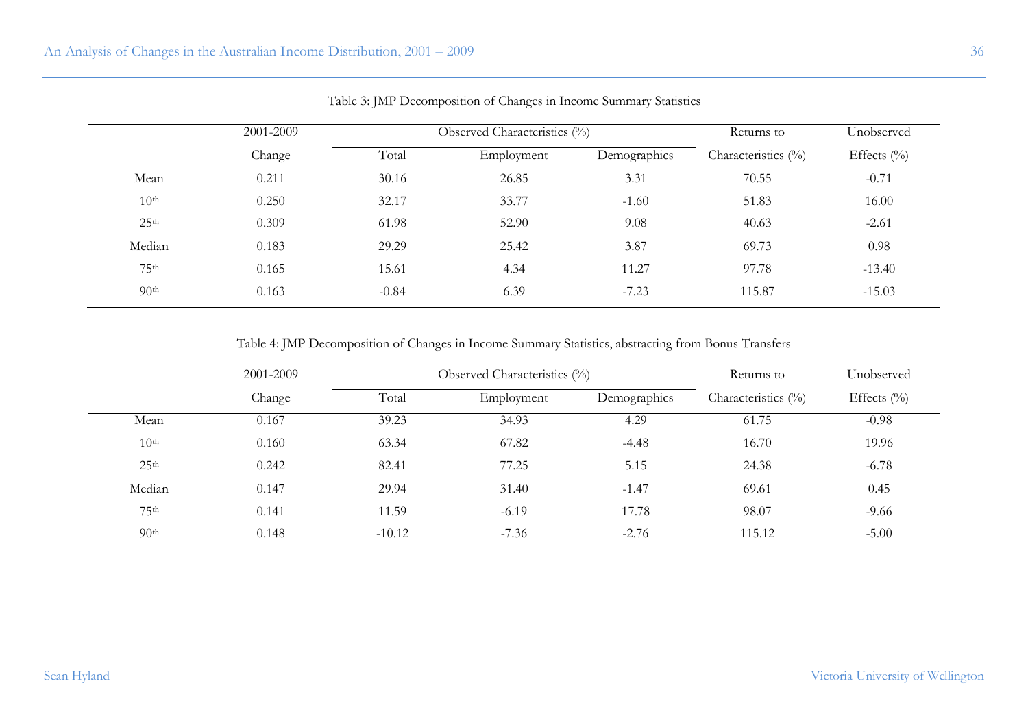Table 3: JMP Decomposition of Changes in Income Summary Statistics

| | 2001-2009 | Observed Characteristics (%) | | | Returns to | Unobserved |
|---|---|---|---|---|---|---|
| | Change | Total | Employment | Demographics | Characteristics (%) | Effects (%) |
| Mean | 0.211 | 30.16 | 26.85 | 3.31 | 70.55 | -0.71 |
| 10th | 0.250 | 32.17 | 33.77 | -1.60 | 51.83 | 16.00 |
| 25th | 0.309 | 61.98 | 52.90 | 9.08 | 40.63 | -2.61 |
| Median | 0.183 | 29.29 | 25.42 | 3.87 | 69.73 | 0.98 |
| 75th | 0.165 | 15.61 | 4.34 | 11.27 | 97.78 | -13.40 |
| 90th | 0.163 | -0.84 | 6.39 | -7.23 | 115.87 | -15.03 |

Table 4: JMP Decomposition of Changes in Income Summary Statistics, abstracting from Bonus Transfers

| | 2001-2009 | Observed Characteristics (%) | | | Returns to | Unobserved |
|---|---|---|---|---|---|---|
| | Change | Total | Employment | Demographics | Characteristics (%) | Effects (%) |
| Mean | 0.167 | 39.23 | 34.93 | 4.29 | 61.75 | -0.98 |
| 10th | 0.160 | 63.34 | 67.82 | -4.48 | 16.70 | 19.96 |
| 25th | 0.242 | 82.41 | 77.25 | 5.15 | 24.38 | -6.78 |
| Median | 0.147 | 29.94 | 31.40 | -1.47 | 69.61 | 0.45 |
| 75th | 0.141 | 11.59 | -6.19 | 17.78 | 98.07 | -9.66 |
| 90th | 0.148 | -10.12 | -7.36 | -2.76 | 115.12 | -5.00 |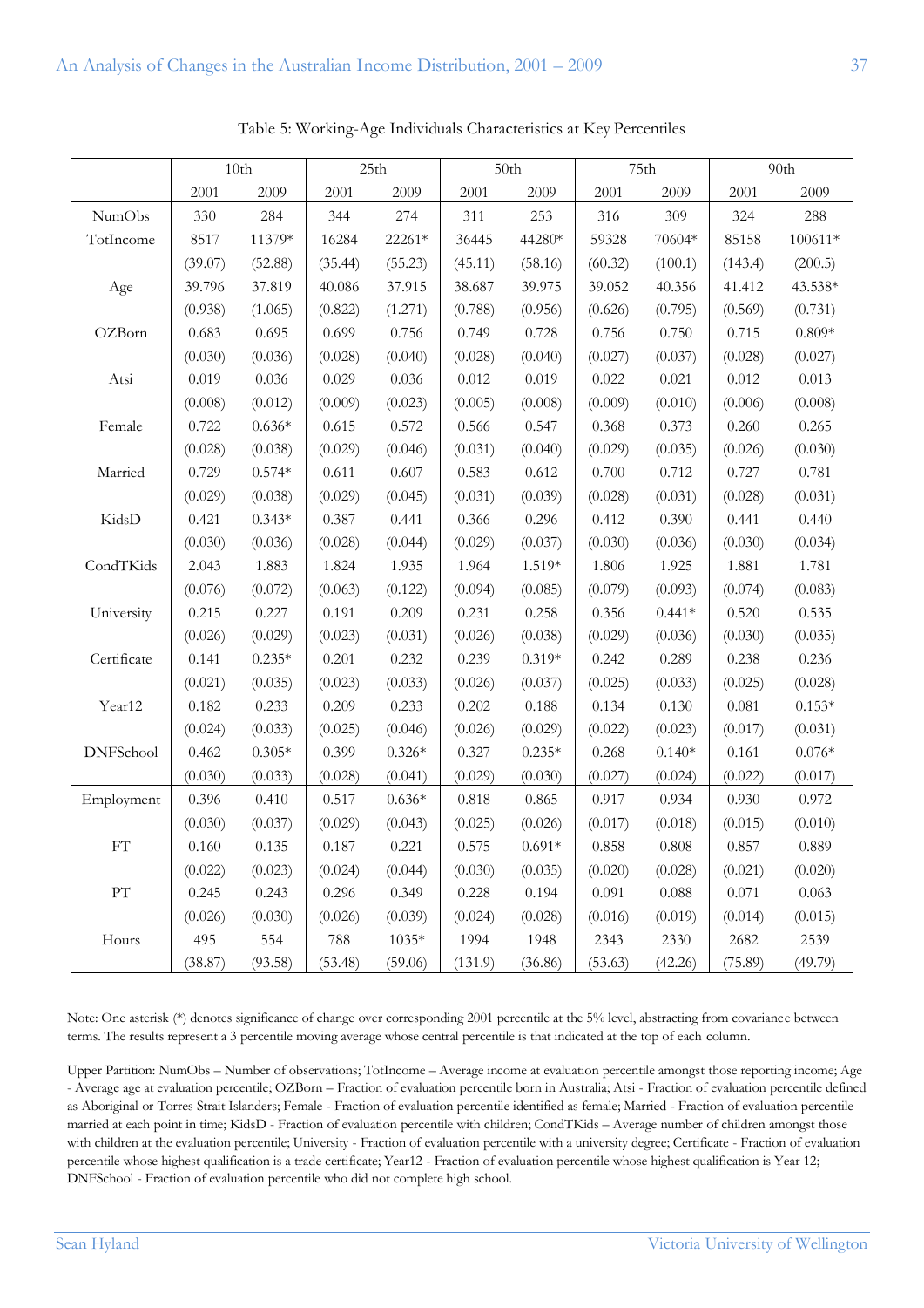Table 5: Working-Age Individuals Characteristics at Key Percentiles

| | 10th | | 25th | | 50th | | 75th | | 90th | |
|---|---|---|---|---|---|---|---|---|---|---|
| | 2001 | 2009 | 2001 | 2009 | 2001 | 2009 | 2001 | 2009 | 2001 | 2009 |
| NumObs | 330 | 284 | 344 | 274 | 311 | 253 | 316 | 309 | 324 | 288 |
| TotIncome | 8517 | 11379* | 16284 | 22261* | 36445 | 44280* | 59328 | 70604* | 85158 | 100611* |
| | (39.07) | (52.88) | (35.44) | (55.23) | (45.11) | (58.16) | (60.32) | (100.1) | (143.4) | (200.5) |
| Age | 39.796 | 37.819 | 40.086 | 37.915 | 38.687 | 39.975 | 39.052 | 40.356 | 41.412 | 43.538* |
| | (0.938) | (1.065) | (0.822) | (1.271) | (0.788) | (0.956) | (0.626) | (0.795) | (0.569) | (0.731) |
| OZBorn | 0.683 | 0.695 | 0.699 | 0.756 | 0.749 | 0.728 | 0.756 | 0.750 | 0.715 | 0.809* |
| | (0.030) | (0.036) | (0.028) | (0.040) | (0.028) | (0.040) | (0.027) | (0.037) | (0.028) | (0.027) |
| Atsi | 0.019 | 0.036 | 0.029 | 0.036 | 0.012 | 0.019 | 0.022 | 0.021 | 0.012 | 0.013 |
| | (0.008) | (0.012) | (0.009) | (0.023) | (0.005) | (0.008) | (0.009) | (0.010) | (0.006) | (0.008) |
| Female | 0.722 | 0.636* | 0.615 | 0.572 | 0.566 | 0.547 | 0.368 | 0.373 | 0.260 | 0.265 |
| | (0.028) | (0.038) | (0.029) | (0.046) | (0.031) | (0.040) | (0.029) | (0.035) | (0.026) | (0.030) |
| Married | 0.729 | 0.574* | 0.611 | 0.607 | 0.583 | 0.612 | 0.700 | 0.712 | 0.727 | 0.781 |
| | (0.029) | (0.038) | (0.029) | (0.045) | (0.031) | (0.039) | (0.028) | (0.031) | (0.028) | (0.031) |
| KidsD | 0.421 | 0.343* | 0.387 | 0.441 | 0.366 | 0.296 | 0.412 | 0.390 | 0.441 | 0.440 |
| | (0.030) | (0.036) | (0.028) | (0.044) | (0.029) | (0.037) | (0.030) | (0.036) | (0.030) | (0.034) |
| CondTKids | 2.043 | 1.883 | 1.824 | 1.935 | 1.964 | 1.519* | 1.806 | 1.925 | 1.881 | 1.781 |
| | (0.076) | (0.072) | (0.063) | (0.122) | (0.094) | (0.085) | (0.079) | (0.093) | (0.074) | (0.083) |
| University | 0.215 | 0.227 | 0.191 | 0.209 | 0.231 | 0.258 | 0.356 | 0.441* | 0.520 | 0.535 |
| | (0.026) | (0.029) | (0.023) | (0.031) | (0.026) | (0.038) | (0.029) | (0.036) | (0.030) | (0.035) |
| Certificate | 0.141 | 0.235* | 0.201 | 0.232 | 0.239 | 0.319* | 0.242 | 0.289 | 0.238 | 0.236 |
| | (0.021) | (0.035) | (0.023) | (0.033) | (0.026) | (0.037) | (0.025) | (0.033) | (0.025) | (0.028) |
| Year12 | 0.182 | 0.233 | 0.209 | 0.233 | 0.202 | 0.188 | 0.134 | 0.130 | 0.081 | 0.153* |
| | (0.024) | (0.033) | (0.025) | (0.046) | (0.026) | (0.029) | (0.022) | (0.023) | (0.017) | (0.031) |
| DNFSchool | 0.462 | 0.305* | 0.399 | 0.326* | 0.327 | 0.235* | 0.268 | 0.140* | 0.161 | 0.076* |
| | (0.030) | (0.033) | (0.028) | (0.041) | (0.029) | (0.030) | (0.027) | (0.024) | (0.022) | (0.017) |
| Employment | 0.396 | 0.410 | 0.517 | 0.636* | 0.818 | 0.865 | 0.917 | 0.934 | 0.930 | 0.972 |
| | (0.030) | (0.037) | (0.029) | (0.043) | (0.025) | (0.026) | (0.017) | (0.018) | (0.015) | (0.010) |
| FT | 0.160 | 0.135 | 0.187 | 0.221 | 0.575 | 0.691* | 0.858 | 0.808 | 0.857 | 0.889 |
| | (0.022) | (0.023) | (0.024) | (0.044) | (0.030) | (0.035) | (0.020) | (0.028) | (0.021) | (0.020) |
| PT | 0.245 | 0.243 | 0.296 | 0.349 | 0.228 | 0.194 | 0.091 | 0.088 | 0.071 | 0.063 |
| | (0.026) | (0.030) | (0.026) | (0.039) | (0.024) | (0.028) | (0.016) | (0.019) | (0.014) | (0.015) |
| Hours | 495 | 554 | 788 | 1035* | 1994 | 1948 | 2343 | 2330 | 2682 | 2539 |
| | (38.87) | (93.58) | (53.48) | (59.06) | (131.9) | (36.86) | (53.63) | (42.26) | (75.89) | (49.79) |

Note: One asterisk (*) denotes significance of change over corresponding 2001 percentile at the 5% level, abstracting from covariance between terms. The results represent a 3 percentile moving average whose central percentile is that indicated at the top of each column.

Upper Partition: NumObs – Number of observations; TotIncome – Average income at evaluation percentile amongst those reporting income; Age - Average age at evaluation percentile; OZBorn – Fraction of evaluation percentile born in Australia; Atsi - Fraction of evaluation percentile defined as Aboriginal or Torres Strait Islanders; Female - Fraction of evaluation percentile identified as female; Married - Fraction of evaluation percentile married at each point in time; KidsD - Fraction of evaluation percentile with children; CondTKids – Average number of children amongst those with children at the evaluation percentile; University - Fraction of evaluation percentile with a university degree; Certificate - Fraction of evaluation percentile whose highest qualification is a trade certificate; Year12 - Fraction of evaluation percentile whose highest qualification is Year 12; DNFSchool - Fraction of evaluation percentile who did not complete high school.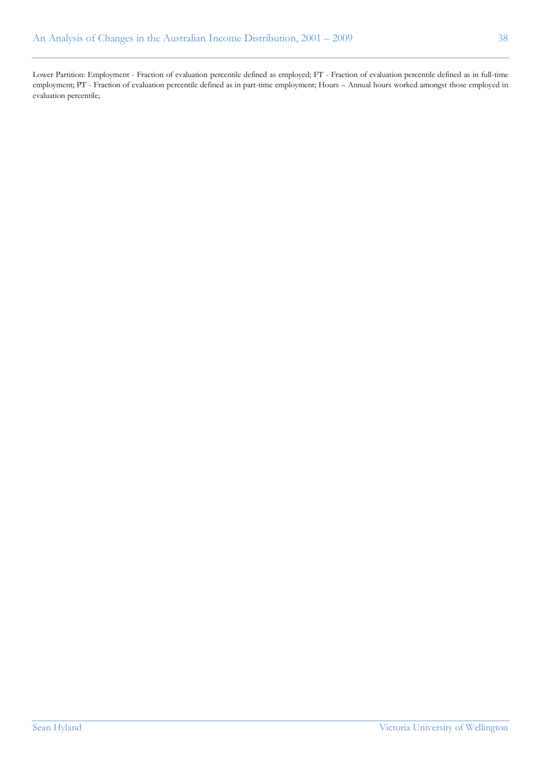Lower Partition: Employment - Fraction of evaluation percentile defined as employed; FT - Fraction of evaluation percentile defined as in full-time employment; PT - Fraction of evaluation percentile defined as in part-time employment; Hours – Annual hours worked amongst those employed in evaluation percentile;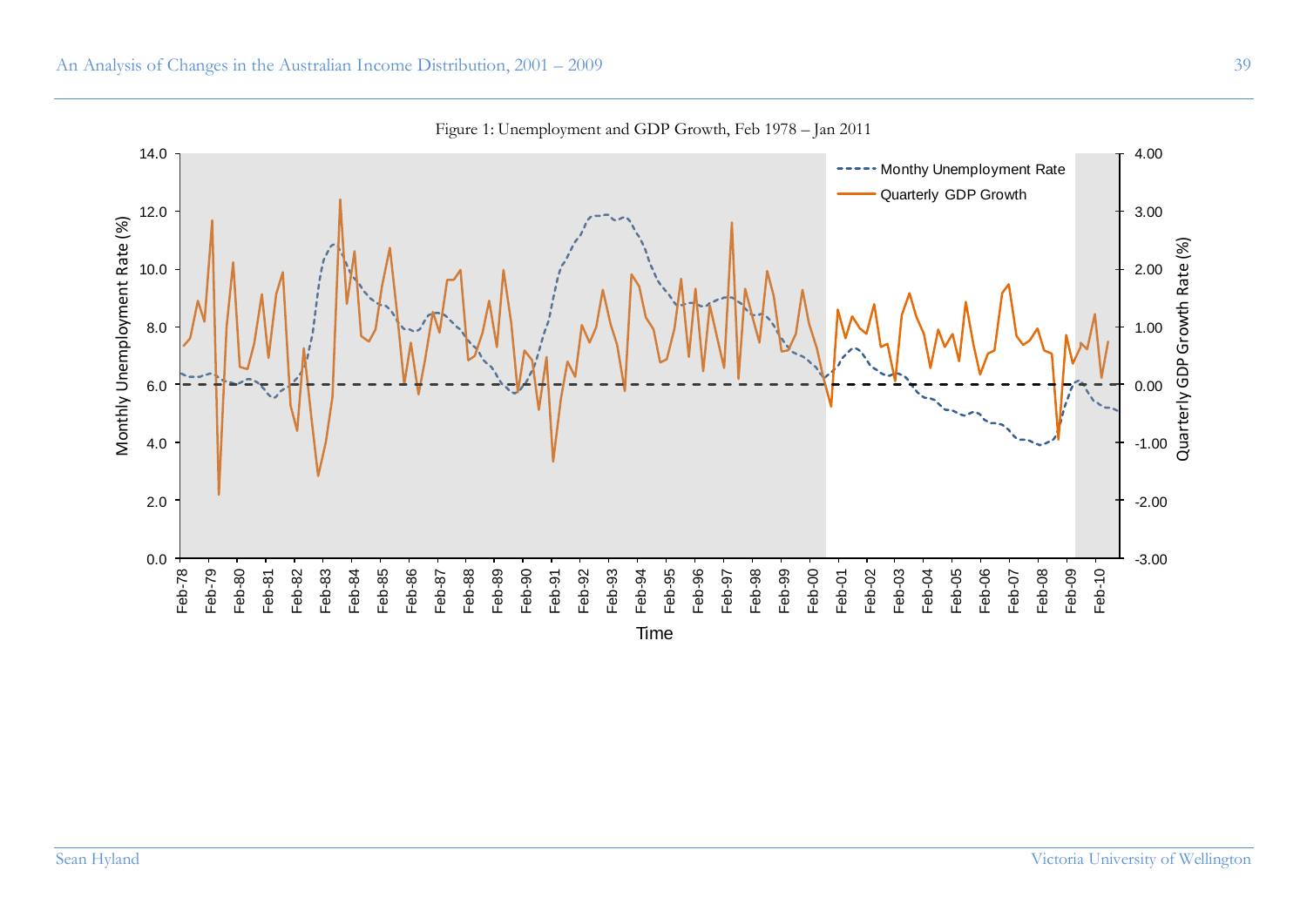Figure 1: Unemployment and GDP Growth, Feb 1978 – Jan 2011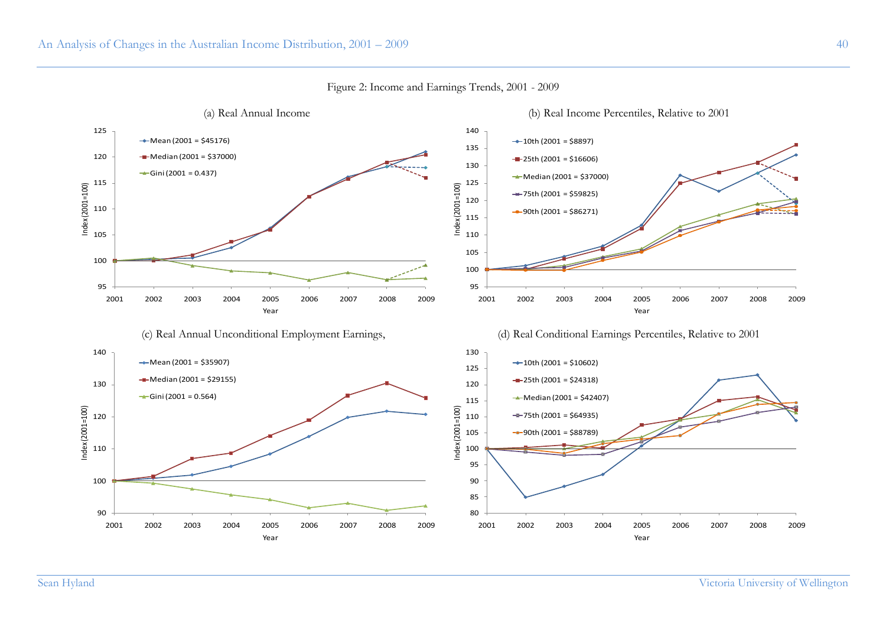Figure 2: Income and Earnings Trends, 2001 - 2009

(a) Real Annual Income

(b) Real Income Percentiles, Relative to 2001

(c) Real Annual Unconditional Employment Earnings,

(d) Real Conditional Earnings Percentiles, Relative to 2001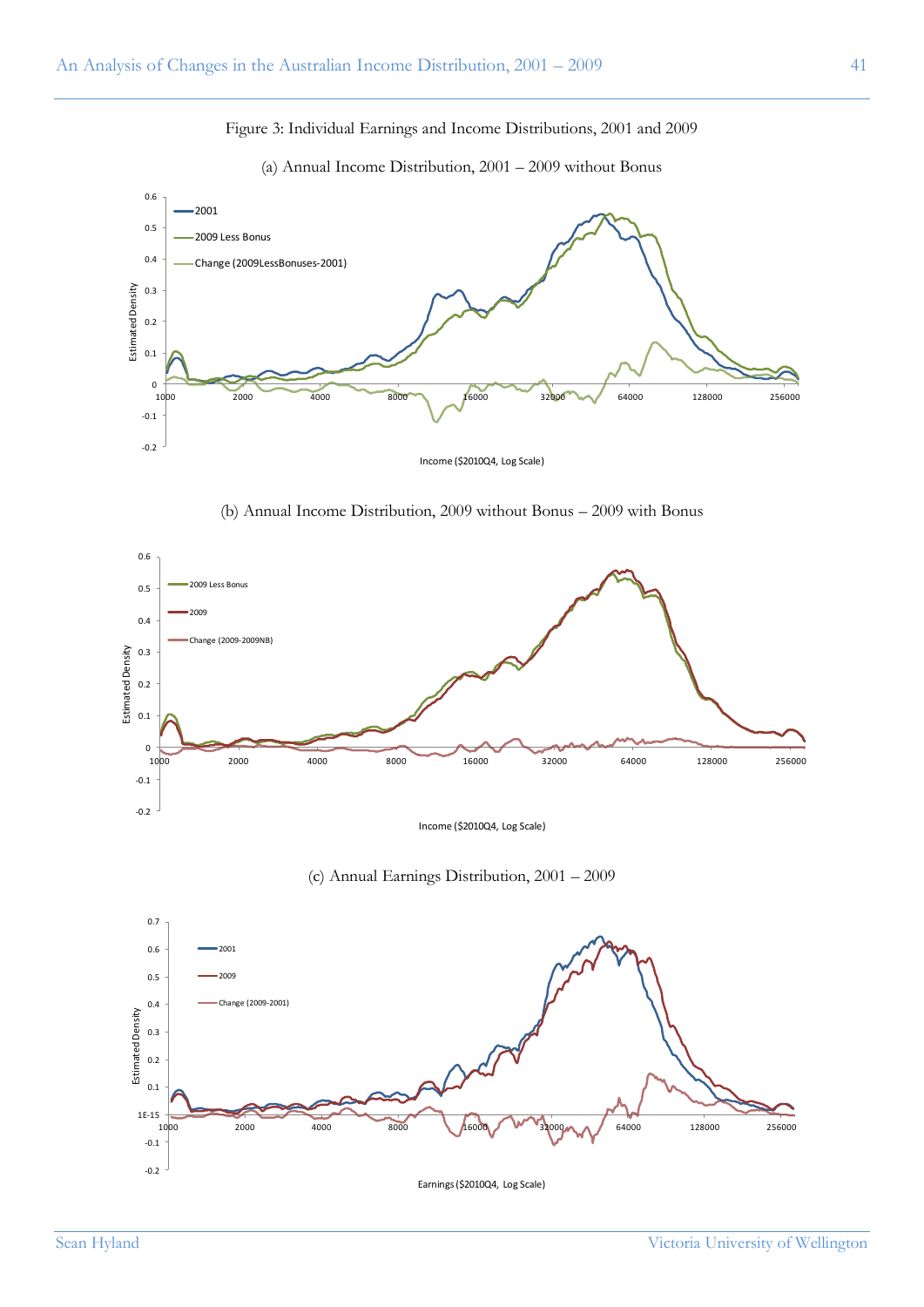Figure 3: Individual Earnings and Income Distributions, 2001 and 2009

(a) Annual Income Distribution, 2001 – 2009 without Bonus

(b) Annual Income Distribution, 2009 without Bonus – 2009 with Bonus

(c) Annual Earnings Distribution, 2001 – 2009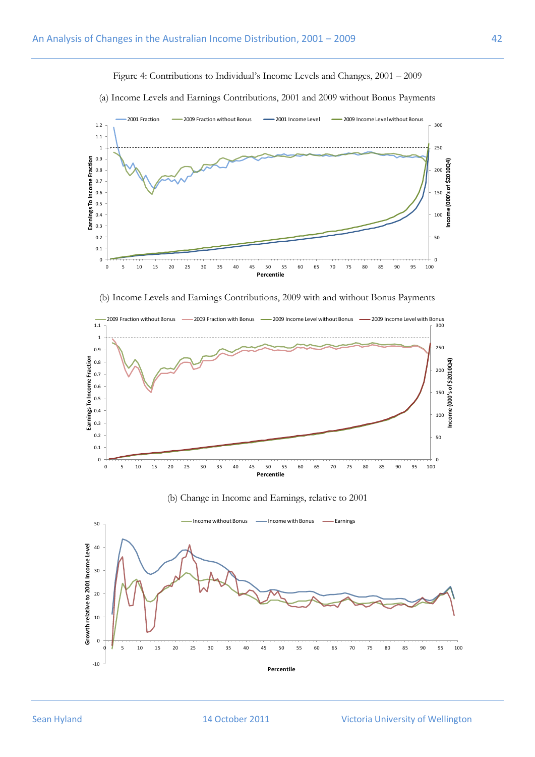Figure 4: Contributions to Individual's Income Levels and Changes, 2001 – 2009

(a) Income Levels and Earnings Contributions, 2001 and 2009 without Bonus Payments

(b) Income Levels and Earnings Contributions, 2009 with and without Bonus Payments

(b) Change in Income and Earnings, relative to 2001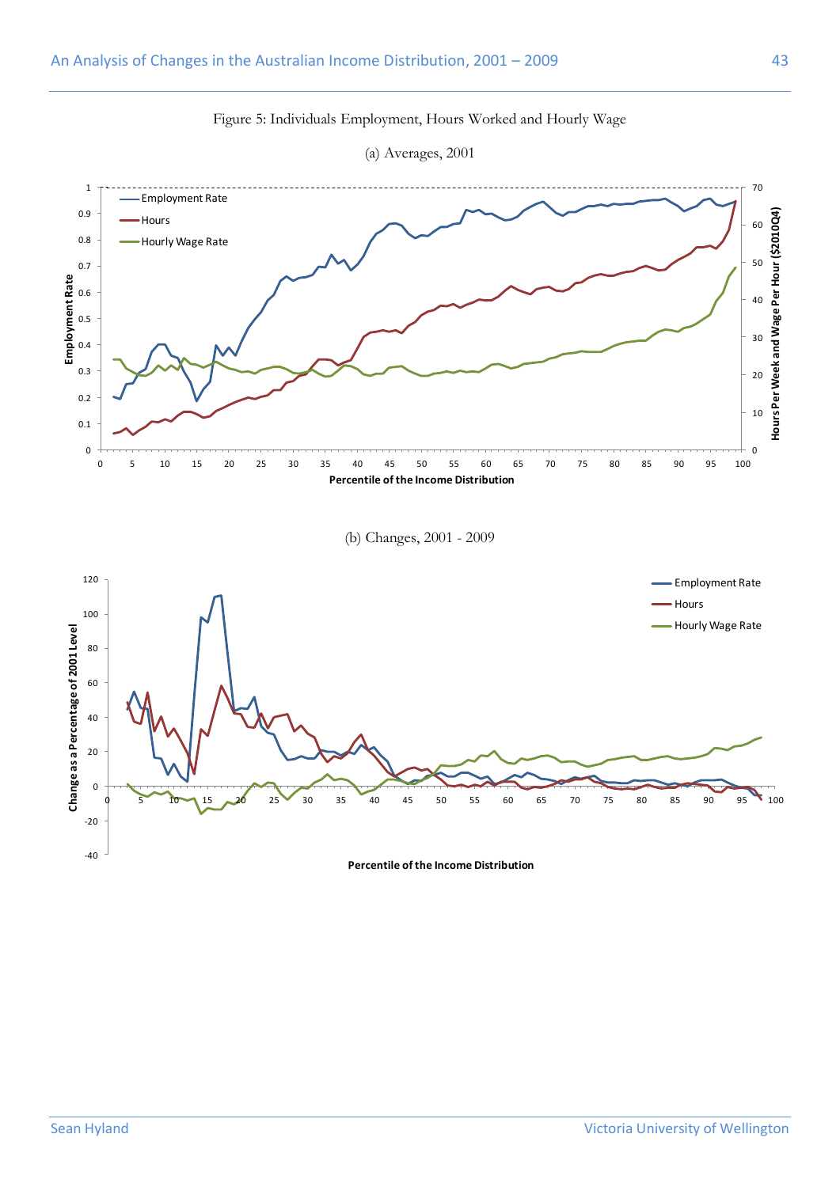Figure 5: Individuals Employment, Hours Worked and Hourly Wage

(a) Averages, 2001

Employment Rate
Hours
Hourly Wage Rate

Employment Rate

Hours Per Week and Wage Per Hour ($2010Q4)

0
0.1
0.2
0.3
0.4
0.5
0.6
0.7
0.8
0.9
1

0
10
20
30
40
50
60
70

0 5 10 15 20 25 30 35 40 45 50 55 60 65 70 75 80 85 90 95 100

Percentile of the Income Distribution

(b) Changes, 2001 - 2009

Employment Rate
Hours
Hourly Wage Rate

Change as a Percentage of 2001 Level

-40
-20
0
20
40
60
80
100
120

0 5 10 15 20 25 30 35 40 45 50 55 60 65 70 75 80 85 90 95 100

Percentile of the Income Distribution